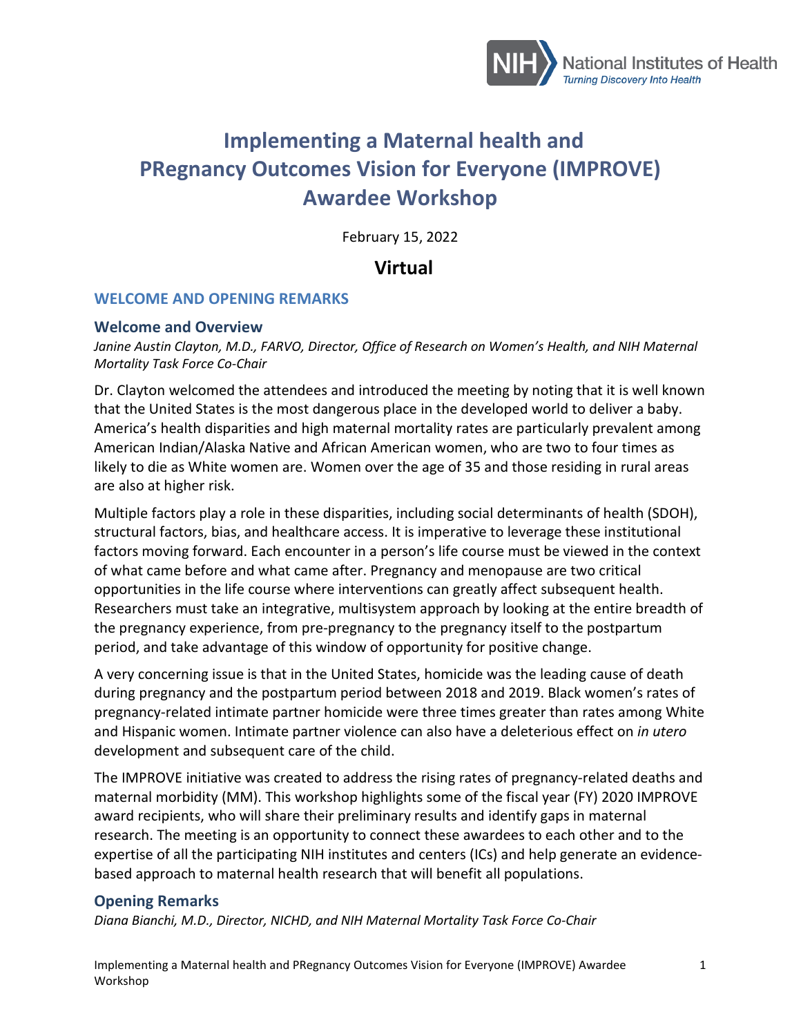# Implementing a Maternal health and PRegnancy Outcomes Vision for Everyone (IMPROVE) Awardee Workshop

February 15, 2022

## Virtual

## WELCOME AND OPENING REMARKS

### Welcome and Overview

*Janine Austin Clayton, M.D., FARVO, Director, Office of Research on Women's Health, and NIH Maternal Mortality Task Force Co-Chair*

Dr. Clayton welcomed the attendees and introduced the meeting by noting that it is well known that the United States is the most dangerous place in the developed world to deliver a baby. America's health disparities and high maternal mortality rates are particularly prevalent among American Indian/Alaska Native and African American women, who are two to four times as likely to die as White women are. Women over the age of 35 and those residing in rural areas are also at higher risk.

Multiple factors play a role in these disparities, including social determinants of health (SDOH), structural factors, bias, and healthcare access. It is imperative to leverage these institutional factors moving forward. Each encounter in a person's life course must be viewed in the context of what came before and what came after. Pregnancy and menopause are two critical opportunities in the life course where interventions can greatly affect subsequent health. Researchers must take an integrative, multisystem approach by looking at the entire breadth of the pregnancy experience, from pre-pregnancy to the pregnancy itself to the postpartum period, and take advantage of this window of opportunity for positive change.

A very concerning issue is that in the United States, homicide was the leading cause of death during pregnancy and the postpartum period between 2018 and 2019. Black women's rates of pregnancy-related intimate partner homicide were three times greater than rates among White and Hispanic women. Intimate partner violence can also have a deleterious effect on *in utero* development and subsequent care of the child.

The IMPROVE initiative was created to address the rising rates of pregnancy-related deaths and maternal morbidity (MM). This workshop highlights some of the fiscal year (FY) 2020 IMPROVE award recipients, who will share their preliminary results and identify gaps in maternal research. The meeting is an opportunity to connect these awardees to each other and to the expertise of all the participating NIH institutes and centers (ICs) and help generate an evidence-based approach to maternal health research that will benefit all populations.

### Opening Remarks

*Diana Bianchi, M.D., Director, NICHD, and NIH Maternal Mortality Task Force Co-Chair*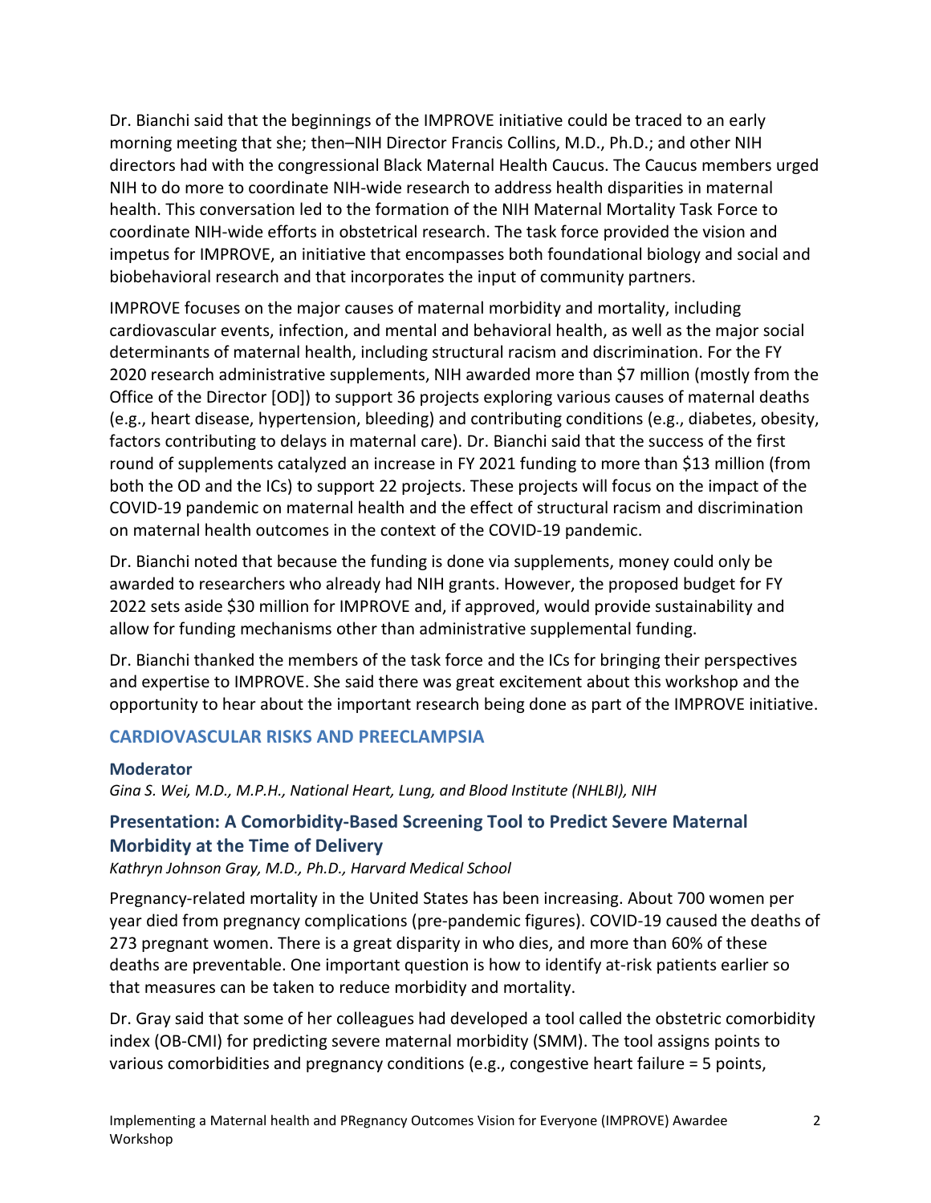Dr. Bianchi said that the beginnings of the IMPROVE initiative could be traced to an early morning meeting that she; then–NIH Director Francis Collins, M.D., Ph.D.; and other NIH directors had with the congressional Black Maternal Health Caucus. The Caucus members urged NIH to do more to coordinate NIH-wide research to address health disparities in maternal health. This conversation led to the formation of the NIH Maternal Mortality Task Force to coordinate NIH-wide efforts in obstetrical research. The task force provided the vision and impetus for IMPROVE, an initiative that encompasses both foundational biology and social and biobehavioral research and that incorporates the input of community partners.

IMPROVE focuses on the major causes of maternal morbidity and mortality, including cardiovascular events, infection, and mental and behavioral health, as well as the major social determinants of maternal health, including structural racism and discrimination. For the FY 2020 research administrative supplements, NIH awarded more than $7 million (mostly from the Office of the Director [OD]) to support 36 projects exploring various causes of maternal deaths (e.g., heart disease, hypertension, bleeding) and contributing conditions (e.g., diabetes, obesity, factors contributing to delays in maternal care). Dr. Bianchi said that the success of the first round of supplements catalyzed an increase in FY 2021 funding to more than $13 million (from both the OD and the ICs) to support 22 projects. These projects will focus on the impact of the COVID-19 pandemic on maternal health and the effect of structural racism and discrimination on maternal health outcomes in the context of the COVID-19 pandemic.

Dr. Bianchi noted that because the funding is done via supplements, money could only be awarded to researchers who already had NIH grants. However, the proposed budget for FY 2022 sets aside $30 million for IMPROVE and, if approved, would provide sustainability and allow for funding mechanisms other than administrative supplemental funding.

Dr. Bianchi thanked the members of the task force and the ICs for bringing their perspectives and expertise to IMPROVE. She said there was great excitement about this workshop and the opportunity to hear about the important research being done as part of the IMPROVE initiative.

## CARDIOVASCULAR RISKS AND PREECLAMPSIA

#### Moderator

*Gina S. Wei, M.D., M.P.H., National Heart, Lung, and Blood Institute (NHLBI), NIH*

### Presentation: A Comorbidity-Based Screening Tool to Predict Severe Maternal Morbidity at the Time of Delivery

*Kathryn Johnson Gray, M.D., Ph.D., Harvard Medical School*

Pregnancy-related mortality in the United States has been increasing. About 700 women per year died from pregnancy complications (pre-pandemic figures). COVID-19 caused the deaths of 273 pregnant women. There is a great disparity in who dies, and more than 60% of these deaths are preventable. One important question is how to identify at-risk patients earlier so that measures can be taken to reduce morbidity and mortality.

Dr. Gray said that some of her colleagues had developed a tool called the obstetric comorbidity index (OB-CMI) for predicting severe maternal morbidity (SMM). The tool assigns points to various comorbidities and pregnancy conditions (e.g., congestive heart failure = 5 points,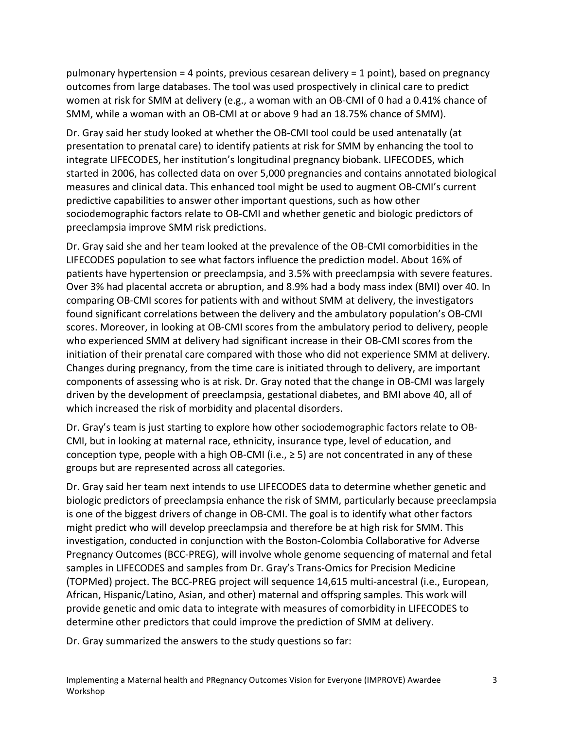pulmonary hypertension = 4 points, previous cesarean delivery = 1 point), based on pregnancy outcomes from large databases. The tool was used prospectively in clinical care to predict women at risk for SMM at delivery (e.g., a woman with an OB-CMI of 0 had a 0.41% chance of SMM, while a woman with an OB-CMI at or above 9 had an 18.75% chance of SMM).

Dr. Gray said her study looked at whether the OB-CMI tool could be used antenatally (at presentation to prenatal care) to identify patients at risk for SMM by enhancing the tool to integrate LIFECODES, her institution's longitudinal pregnancy biobank. LIFECODES, which started in 2006, has collected data on over 5,000 pregnancies and contains annotated biological measures and clinical data. This enhanced tool might be used to augment OB-CMI's current predictive capabilities to answer other important questions, such as how other sociodemographic factors relate to OB-CMI and whether genetic and biologic predictors of preeclampsia improve SMM risk predictions.

Dr. Gray said she and her team looked at the prevalence of the OB-CMI comorbidities in the LIFECODES population to see what factors influence the prediction model. About 16% of patients have hypertension or preeclampsia, and 3.5% with preeclampsia with severe features. Over 3% had placental accreta or abruption, and 8.9% had a body mass index (BMI) over 40. In comparing OB-CMI scores for patients with and without SMM at delivery, the investigators found significant correlations between the delivery and the ambulatory population's OB-CMI scores. Moreover, in looking at OB-CMI scores from the ambulatory period to delivery, people who experienced SMM at delivery had significant increase in their OB-CMI scores from the initiation of their prenatal care compared with those who did not experience SMM at delivery. Changes during pregnancy, from the time care is initiated through to delivery, are important components of assessing who is at risk. Dr. Gray noted that the change in OB-CMI was largely driven by the development of preeclampsia, gestational diabetes, and BMI above 40, all of which increased the risk of morbidity and placental disorders.

Dr. Gray's team is just starting to explore how other sociodemographic factors relate to OB-CMI, but in looking at maternal race, ethnicity, insurance type, level of education, and conception type, people with a high OB-CMI (i.e., ≥ 5) are not concentrated in any of these groups but are represented across all categories.

Dr. Gray said her team next intends to use LIFECODES data to determine whether genetic and biologic predictors of preeclampsia enhance the risk of SMM, particularly because preeclampsia is one of the biggest drivers of change in OB-CMI. The goal is to identify what other factors might predict who will develop preeclampsia and therefore be at high risk for SMM. This investigation, conducted in conjunction with the Boston-Colombia Collaborative for Adverse Pregnancy Outcomes (BCC-PREG), will involve whole genome sequencing of maternal and fetal samples in LIFECODES and samples from Dr. Gray's Trans-Omics for Precision Medicine (TOPMed) project. The BCC-PREG project will sequence 14,615 multi-ancestral (i.e., European, African, Hispanic/Latino, Asian, and other) maternal and offspring samples. This work will provide genetic and omic data to integrate with measures of comorbidity in LIFECODES to determine other predictors that could improve the prediction of SMM at delivery.

Dr. Gray summarized the answers to the study questions so far: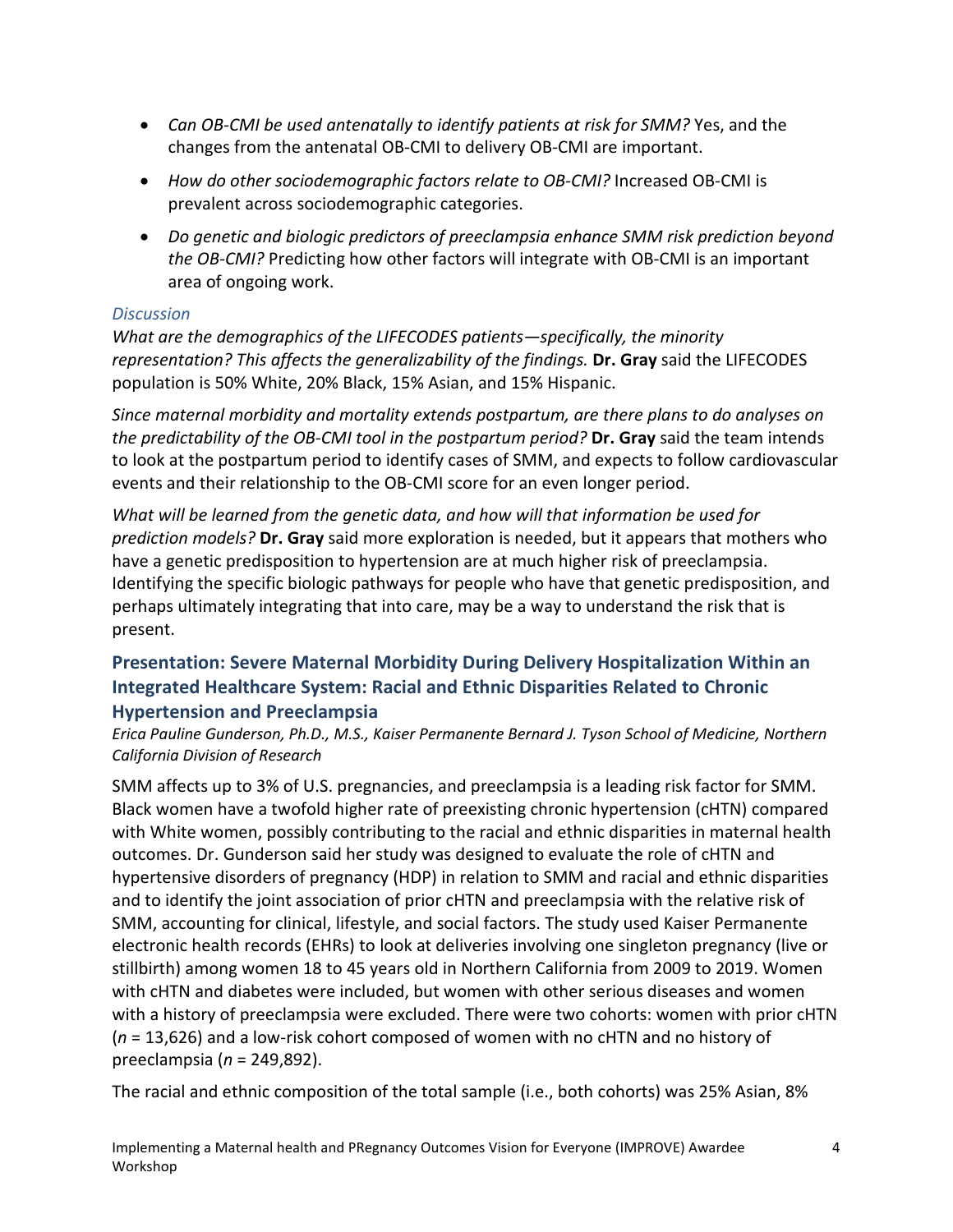- *Can OB-CMI be used antenatally to identify patients at risk for SMM?* Yes, and the changes from the antenatal OB-CMI to delivery OB-CMI are important.
- *How do other sociodemographic factors relate to OB-CMI?* Increased OB-CMI is prevalent across sociodemographic categories.
- *Do genetic and biologic predictors of preeclampsia enhance SMM risk prediction beyond the OB-CMI?* Predicting how other factors will integrate with OB-CMI is an important area of ongoing work.

#### *Discussion*

*What are the demographics of the LIFECODES patients—specifically, the minority representation? This affects the generalizability of the findings.* **Dr. Gray** said the LIFECODES population is 50% White, 20% Black, 15% Asian, and 15% Hispanic.

*Since maternal morbidity and mortality extends postpartum, are there plans to do analyses on the predictability of the OB-CMI tool in the postpartum period?* **Dr. Gray** said the team intends to look at the postpartum period to identify cases of SMM, and expects to follow cardiovascular events and their relationship to the OB-CMI score for an even longer period.

*What will be learned from the genetic data, and how will that information be used for prediction models?* **Dr. Gray** said more exploration is needed, but it appears that mothers who have a genetic predisposition to hypertension are at much higher risk of preeclampsia. Identifying the specific biologic pathways for people who have that genetic predisposition, and perhaps ultimately integrating that into care, may be a way to understand the risk that is present.

### Presentation: Severe Maternal Morbidity During Delivery Hospitalization Within an Integrated Healthcare System: Racial and Ethnic Disparities Related to Chronic Hypertension and Preeclampsia

*Erica Pauline Gunderson, Ph.D., M.S., Kaiser Permanente Bernard J. Tyson School of Medicine, Northern California Division of Research*

SMM affects up to 3% of U.S. pregnancies, and preeclampsia is a leading risk factor for SMM. Black women have a twofold higher rate of preexisting chronic hypertension (cHTN) compared with White women, possibly contributing to the racial and ethnic disparities in maternal health outcomes. Dr. Gunderson said her study was designed to evaluate the role of cHTN and hypertensive disorders of pregnancy (HDP) in relation to SMM and racial and ethnic disparities and to identify the joint association of prior cHTN and preeclampsia with the relative risk of SMM, accounting for clinical, lifestyle, and social factors. The study used Kaiser Permanente electronic health records (EHRs) to look at deliveries involving one singleton pregnancy (live or stillbirth) among women 18 to 45 years old in Northern California from 2009 to 2019. Women with cHTN and diabetes were included, but women with other serious diseases and women with a history of preeclampsia were excluded. There were two cohorts: women with prior cHTN ($n$ = 13,626) and a low-risk cohort composed of women with no cHTN and no history of preeclampsia ($n$ = 249,892).

The racial and ethnic composition of the total sample (i.e., both cohorts) was 25% Asian, 8%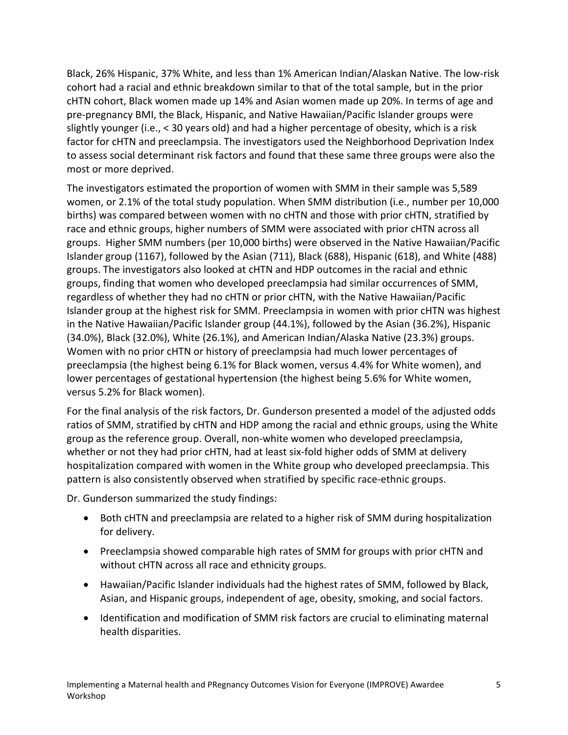Black, 26% Hispanic, 37% White, and less than 1% American Indian/Alaskan Native. The low-risk cohort had a racial and ethnic breakdown similar to that of the total sample, but in the prior cHTN cohort, Black women made up 14% and Asian women made up 20%. In terms of age and pre-pregnancy BMI, the Black, Hispanic, and Native Hawaiian/Pacific Islander groups were slightly younger (i.e., < 30 years old) and had a higher percentage of obesity, which is a risk factor for cHTN and preeclampsia. The investigators used the Neighborhood Deprivation Index to assess social determinant risk factors and found that these same three groups were also the most or more deprived.

The investigators estimated the proportion of women with SMM in their sample was 5,589 women, or 2.1% of the total study population. When SMM distribution (i.e., number per 10,000 births) was compared between women with no cHTN and those with prior cHTN, stratified by race and ethnic groups, higher numbers of SMM were associated with prior cHTN across all groups. Higher SMM numbers (per 10,000 births) were observed in the Native Hawaiian/Pacific Islander group (1167), followed by the Asian (711), Black (688), Hispanic (618), and White (488) groups. The investigators also looked at cHTN and HDP outcomes in the racial and ethnic groups, finding that women who developed preeclampsia had similar occurrences of SMM, regardless of whether they had no cHTN or prior cHTN, with the Native Hawaiian/Pacific Islander group at the highest risk for SMM. Preeclampsia in women with prior cHTN was highest in the Native Hawaiian/Pacific Islander group (44.1%), followed by the Asian (36.2%), Hispanic (34.0%), Black (32.0%), White (26.1%), and American Indian/Alaska Native (23.3%) groups. Women with no prior cHTN or history of preeclampsia had much lower percentages of preeclampsia (the highest being 6.1% for Black women, versus 4.4% for White women), and lower percentages of gestational hypertension (the highest being 5.6% for White women, versus 5.2% for Black women).

For the final analysis of the risk factors, Dr. Gunderson presented a model of the adjusted odds ratios of SMM, stratified by cHTN and HDP among the racial and ethnic groups, using the White group as the reference group. Overall, non-white women who developed preeclampsia, whether or not they had prior cHTN, had at least six-fold higher odds of SMM at delivery hospitalization compared with women in the White group who developed preeclampsia. This pattern is also consistently observed when stratified by specific race-ethnic groups.

Dr. Gunderson summarized the study findings:

- Both cHTN and preeclampsia are related to a higher risk of SMM during hospitalization for delivery.
- Preeclampsia showed comparable high rates of SMM for groups with prior cHTN and without cHTN across all race and ethnicity groups.
- Hawaiian/Pacific Islander individuals had the highest rates of SMM, followed by Black, Asian, and Hispanic groups, independent of age, obesity, smoking, and social factors.
- Identification and modification of SMM risk factors are crucial to eliminating maternal health disparities.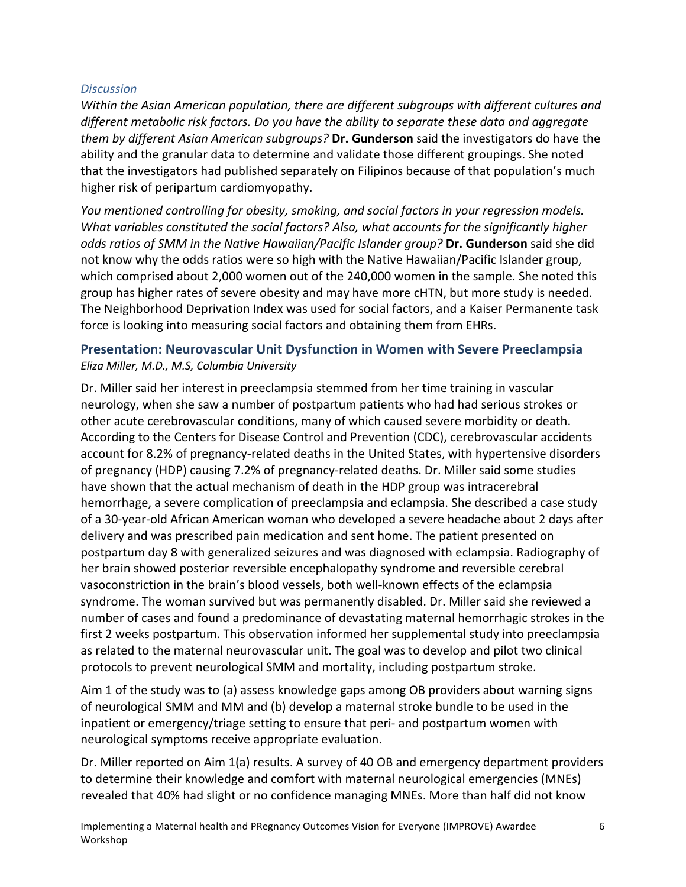### *Discussion*

*Within the Asian American population, there are different subgroups with different cultures and different metabolic risk factors. Do you have the ability to separate these data and aggregate them by different Asian American subgroups?* **Dr. Gunderson** said the investigators do have the ability and the granular data to determine and validate those different groupings. She noted that the investigators had published separately on Filipinos because of that population's much higher risk of peripartum cardiomyopathy.

*You mentioned controlling for obesity, smoking, and social factors in your regression models. What variables constituted the social factors? Also, what accounts for the significantly higher odds ratios of SMM in the Native Hawaiian/Pacific Islander group?* **Dr. Gunderson** said she did not know why the odds ratios were so high with the Native Hawaiian/Pacific Islander group, which comprised about 2,000 women out of the 240,000 women in the sample. She noted this group has higher rates of severe obesity and may have more cHTN, but more study is needed. The Neighborhood Deprivation Index was used for social factors, and a Kaiser Permanente task force is looking into measuring social factors and obtaining them from EHRs.

## Presentation: Neurovascular Unit Dysfunction in Women with Severe Preeclampsia

*Eliza Miller, M.D., M.S, Columbia University*

Dr. Miller said her interest in preeclampsia stemmed from her time training in vascular neurology, when she saw a number of postpartum patients who had had serious strokes or other acute cerebrovascular conditions, many of which caused severe morbidity or death. According to the Centers for Disease Control and Prevention (CDC), cerebrovascular accidents account for 8.2% of pregnancy-related deaths in the United States, with hypertensive disorders of pregnancy (HDP) causing 7.2% of pregnancy-related deaths. Dr. Miller said some studies have shown that the actual mechanism of death in the HDP group was intracerebral hemorrhage, a severe complication of preeclampsia and eclampsia. She described a case study of a 30-year-old African American woman who developed a severe headache about 2 days after delivery and was prescribed pain medication and sent home. The patient presented on postpartum day 8 with generalized seizures and was diagnosed with eclampsia. Radiography of her brain showed posterior reversible encephalopathy syndrome and reversible cerebral vasoconstriction in the brain's blood vessels, both well-known effects of the eclampsia syndrome. The woman survived but was permanently disabled. Dr. Miller said she reviewed a number of cases and found a predominance of devastating maternal hemorrhagic strokes in the first 2 weeks postpartum. This observation informed her supplemental study into preeclampsia as related to the maternal neurovascular unit. The goal was to develop and pilot two clinical protocols to prevent neurological SMM and mortality, including postpartum stroke.

Aim 1 of the study was to (a) assess knowledge gaps among OB providers about warning signs of neurological SMM and MM and (b) develop a maternal stroke bundle to be used in the inpatient or emergency/triage setting to ensure that peri- and postpartum women with neurological symptoms receive appropriate evaluation.

Dr. Miller reported on Aim 1(a) results. A survey of 40 OB and emergency department providers to determine their knowledge and comfort with maternal neurological emergencies (MNEs) revealed that 40% had slight or no confidence managing MNEs. More than half did not know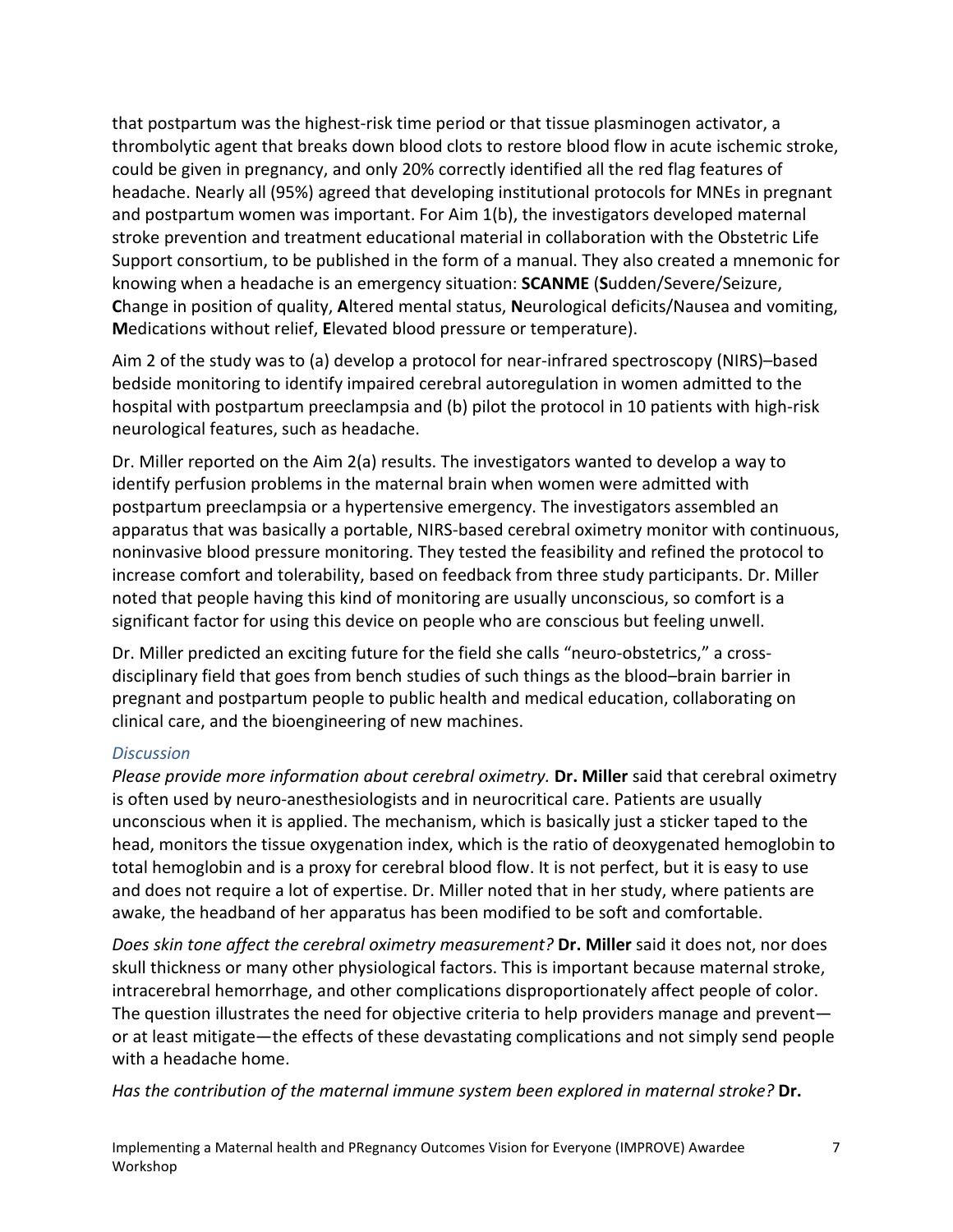that postpartum was the highest-risk time period or that tissue plasminogen activator, a thrombolytic agent that breaks down blood clots to restore blood flow in acute ischemic stroke, could be given in pregnancy, and only 20% correctly identified all the red flag features of headache. Nearly all (95%) agreed that developing institutional protocols for MNEs in pregnant and postpartum women was important. For Aim 1(b), the investigators developed maternal stroke prevention and treatment educational material in collaboration with the Obstetric Life Support consortium, to be published in the form of a manual. They also created a mnemonic for knowing when a headache is an emergency situation: **SCANME** (**S**udden/Severe/Seizure, **C**hange in position of quality, **A**ltered mental status, **N**eurological deficits/Nausea and vomiting, **M**edications without relief, **E**levated blood pressure or temperature).

Aim 2 of the study was to (a) develop a protocol for near-infrared spectroscopy (NIRS)–based bedside monitoring to identify impaired cerebral autoregulation in women admitted to the hospital with postpartum preeclampsia and (b) pilot the protocol in 10 patients with high-risk neurological features, such as headache.

Dr. Miller reported on the Aim 2(a) results. The investigators wanted to develop a way to identify perfusion problems in the maternal brain when women were admitted with postpartum preeclampsia or a hypertensive emergency. The investigators assembled an apparatus that was basically a portable, NIRS-based cerebral oximetry monitor with continuous, noninvasive blood pressure monitoring. They tested the feasibility and refined the protocol to increase comfort and tolerability, based on feedback from three study participants. Dr. Miller noted that people having this kind of monitoring are usually unconscious, so comfort is a significant factor for using this device on people who are conscious but feeling unwell.

Dr. Miller predicted an exciting future for the field she calls "neuro-obstetrics," a cross-disciplinary field that goes from bench studies of such things as the blood–brain barrier in pregnant and postpartum people to public health and medical education, collaborating on clinical care, and the bioengineering of new machines.

### *Discussion*

*Please provide more information about cerebral oximetry.* **Dr. Miller** said that cerebral oximetry is often used by neuro-anesthesiologists and in neurocritical care. Patients are usually unconscious when it is applied. The mechanism, which is basically just a sticker taped to the head, monitors the tissue oxygenation index, which is the ratio of deoxygenated hemoglobin to total hemoglobin and is a proxy for cerebral blood flow. It is not perfect, but it is easy to use and does not require a lot of expertise. Dr. Miller noted that in her study, where patients are awake, the headband of her apparatus has been modified to be soft and comfortable.

*Does skin tone affect the cerebral oximetry measurement?* **Dr. Miller** said it does not, nor does skull thickness or many other physiological factors. This is important because maternal stroke, intracerebral hemorrhage, and other complications disproportionately affect people of color. The question illustrates the need for objective criteria to help providers manage and prevent—or at least mitigate—the effects of these devastating complications and not simply send people with a headache home.

*Has the contribution of the maternal immune system been explored in maternal stroke?* **Dr.**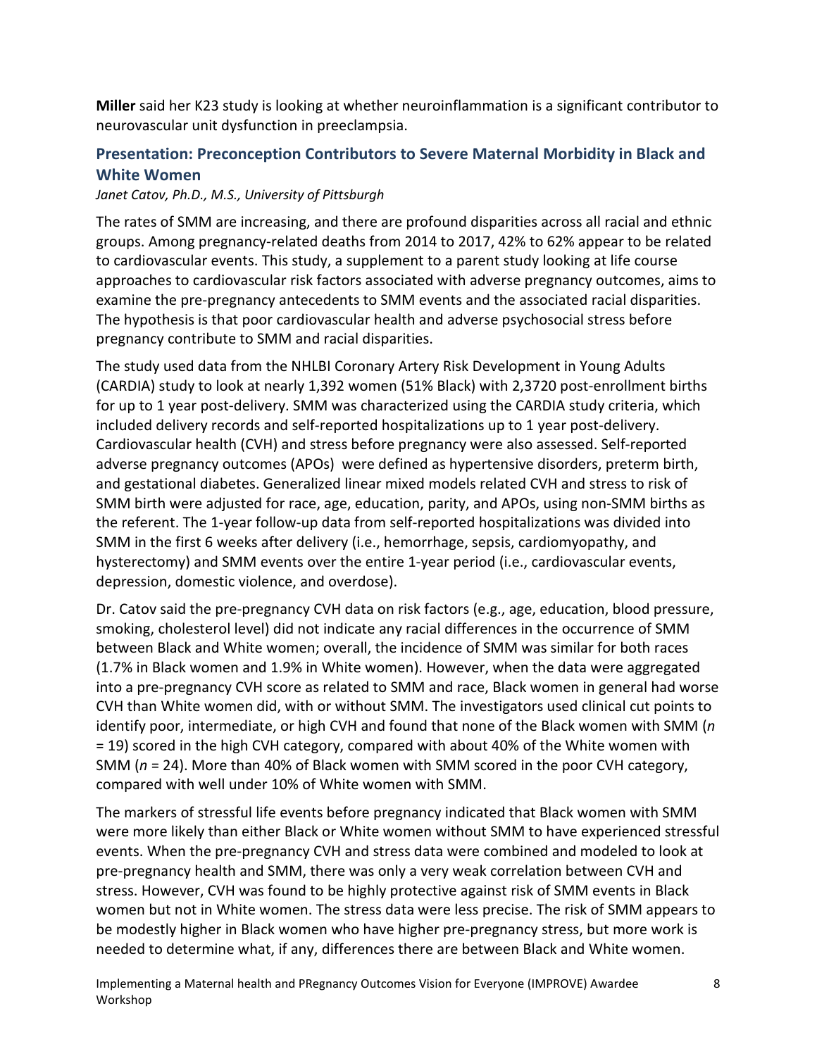**Miller** said her K23 study is looking at whether neuroinflammation is a significant contributor to neurovascular unit dysfunction in preeclampsia.

## Presentation: Preconception Contributors to Severe Maternal Morbidity in Black and White Women

*Janet Catov, Ph.D., M.S., University of Pittsburgh*

The rates of SMM are increasing, and there are profound disparities across all racial and ethnic groups. Among pregnancy-related deaths from 2014 to 2017, 42% to 62% appear to be related to cardiovascular events. This study, a supplement to a parent study looking at life course approaches to cardiovascular risk factors associated with adverse pregnancy outcomes, aims to examine the pre-pregnancy antecedents to SMM events and the associated racial disparities. The hypothesis is that poor cardiovascular health and adverse psychosocial stress before pregnancy contribute to SMM and racial disparities.

The study used data from the NHLBI Coronary Artery Risk Development in Young Adults (CARDIA) study to look at nearly 1,392 women (51% Black) with 2,3720 post-enrollment births for up to 1 year post-delivery. SMM was characterized using the CARDIA study criteria, which included delivery records and self-reported hospitalizations up to 1 year post-delivery. Cardiovascular health (CVH) and stress before pregnancy were also assessed. Self-reported adverse pregnancy outcomes (APOs) were defined as hypertensive disorders, preterm birth, and gestational diabetes. Generalized linear mixed models related CVH and stress to risk of SMM birth were adjusted for race, age, education, parity, and APOs, using non-SMM births as the referent. The 1-year follow-up data from self-reported hospitalizations was divided into SMM in the first 6 weeks after delivery (i.e., hemorrhage, sepsis, cardiomyopathy, and hysterectomy) and SMM events over the entire 1-year period (i.e., cardiovascular events, depression, domestic violence, and overdose).

Dr. Catov said the pre-pregnancy CVH data on risk factors (e.g., age, education, blood pressure, smoking, cholesterol level) did not indicate any racial differences in the occurrence of SMM between Black and White women; overall, the incidence of SMM was similar for both races (1.7% in Black women and 1.9% in White women). However, when the data were aggregated into a pre-pregnancy CVH score as related to SMM and race, Black women in general had worse CVH than White women did, with or without SMM. The investigators used clinical cut points to identify poor, intermediate, or high CVH and found that none of the Black women with SMM ($n$ = 19) scored in the high CVH category, compared with about 40% of the White women with SMM ($n$ = 24). More than 40% of Black women with SMM scored in the poor CVH category, compared with well under 10% of White women with SMM.

The markers of stressful life events before pregnancy indicated that Black women with SMM were more likely than either Black or White women without SMM to have experienced stressful events. When the pre-pregnancy CVH and stress data were combined and modeled to look at pre-pregnancy health and SMM, there was only a very weak correlation between CVH and stress. However, CVH was found to be highly protective against risk of SMM events in Black women but not in White women. The stress data were less precise. The risk of SMM appears to be modestly higher in Black women who have higher pre-pregnancy stress, but more work is needed to determine what, if any, differences there are between Black and White women.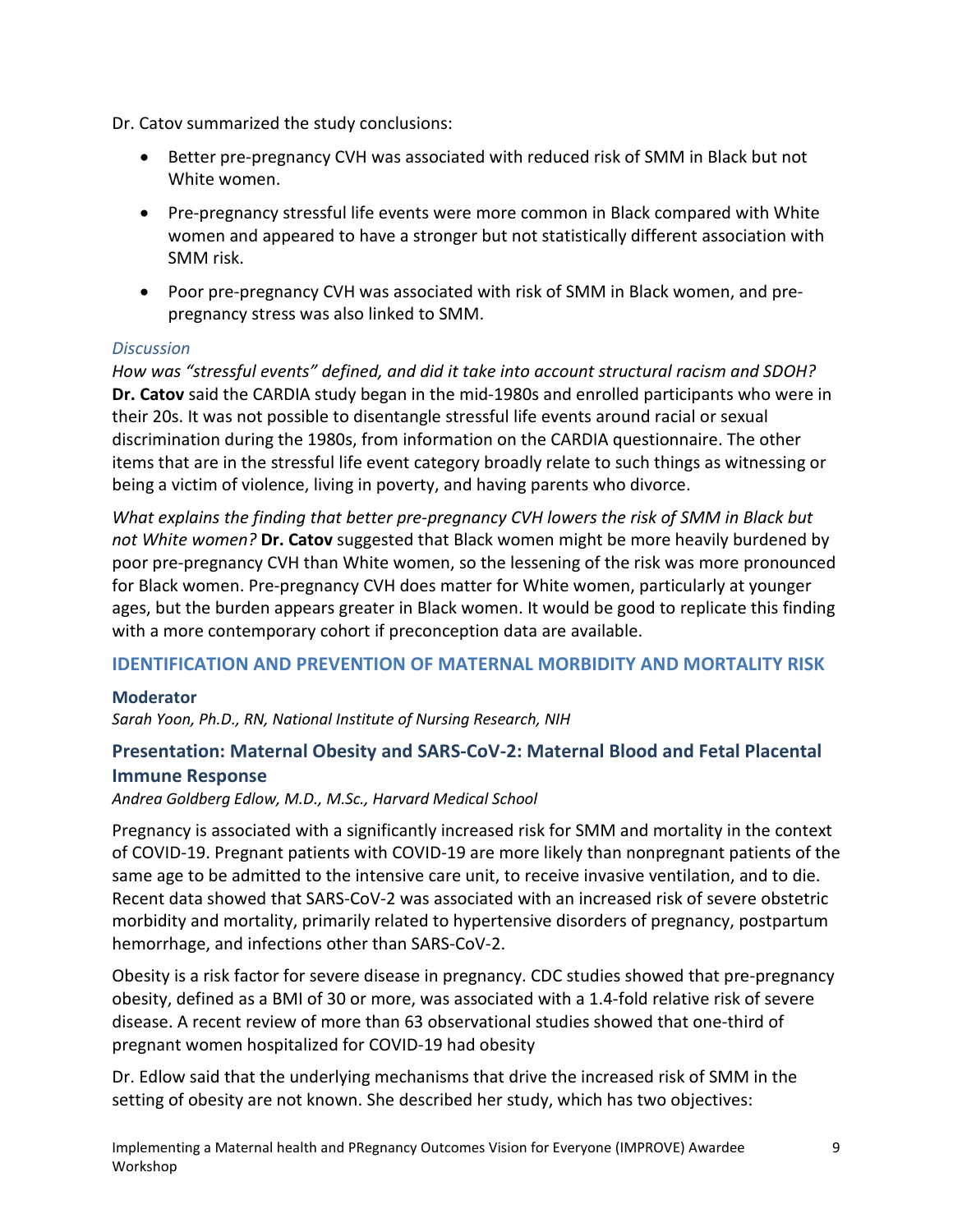Dr. Catov summarized the study conclusions:

- Better pre-pregnancy CVH was associated with reduced risk of SMM in Black but not White women.
- Pre-pregnancy stressful life events were more common in Black compared with White women and appeared to have a stronger but not statistically different association with SMM risk.
- Poor pre-pregnancy CVH was associated with risk of SMM in Black women, and pre-pregnancy stress was also linked to SMM.

*Discussion*

*How was "stressful events" defined, and did it take into account structural racism and SDOH?* **Dr. Catov** said the CARDIA study began in the mid-1980s and enrolled participants who were in their 20s. It was not possible to disentangle stressful life events around racial or sexual discrimination during the 1980s, from information on the CARDIA questionnaire. The other items that are in the stressful life event category broadly relate to such things as witnessing or being a victim of violence, living in poverty, and having parents who divorce.

*What explains the finding that better pre-pregnancy CVH lowers the risk of SMM in Black but not White women?* **Dr. Catov** suggested that Black women might be more heavily burdened by poor pre-pregnancy CVH than White women, so the lessening of the risk was more pronounced for Black women. Pre-pregnancy CVH does matter for White women, particularly at younger ages, but the burden appears greater in Black women. It would be good to replicate this finding with a more contemporary cohort if preconception data are available.

## IDENTIFICATION AND PREVENTION OF MATERNAL MORBIDITY AND MORTALITY RISK

### Moderator

*Sarah Yoon, Ph.D., RN, National Institute of Nursing Research, NIH*

### Presentation: Maternal Obesity and SARS-CoV-2: Maternal Blood and Fetal Placental Immune Response

*Andrea Goldberg Edlow, M.D., M.Sc., Harvard Medical School*

Pregnancy is associated with a significantly increased risk for SMM and mortality in the context of COVID-19. Pregnant patients with COVID-19 are more likely than nonpregnant patients of the same age to be admitted to the intensive care unit, to receive invasive ventilation, and to die. Recent data showed that SARS-CoV-2 was associated with an increased risk of severe obstetric morbidity and mortality, primarily related to hypertensive disorders of pregnancy, postpartum hemorrhage, and infections other than SARS-CoV-2.

Obesity is a risk factor for severe disease in pregnancy. CDC studies showed that pre-pregnancy obesity, defined as a BMI of 30 or more, was associated with a 1.4-fold relative risk of severe disease. A recent review of more than 63 observational studies showed that one-third of pregnant women hospitalized for COVID-19 had obesity

Dr. Edlow said that the underlying mechanisms that drive the increased risk of SMM in the setting of obesity are not known. She described her study, which has two objectives: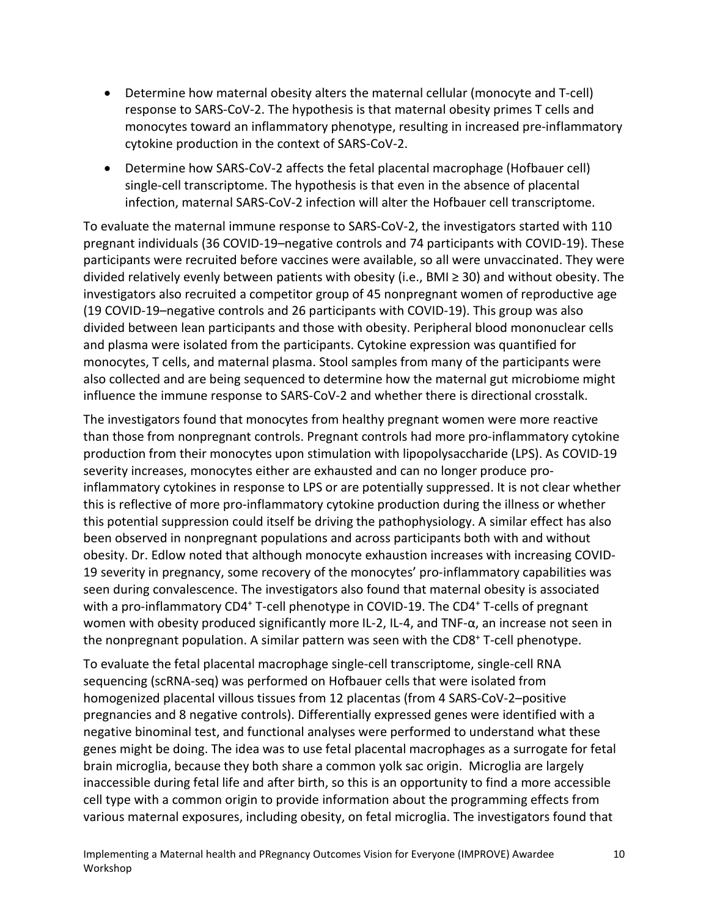- Determine how maternal obesity alters the maternal cellular (monocyte and T-cell) response to SARS-CoV-2. The hypothesis is that maternal obesity primes T cells and monocytes toward an inflammatory phenotype, resulting in increased pre-inflammatory cytokine production in the context of SARS-CoV-2.
- Determine how SARS-CoV-2 affects the fetal placental macrophage (Hofbauer cell) single-cell transcriptome. The hypothesis is that even in the absence of placental infection, maternal SARS-CoV-2 infection will alter the Hofbauer cell transcriptome.

To evaluate the maternal immune response to SARS-CoV-2, the investigators started with 110 pregnant individuals (36 COVID-19–negative controls and 74 participants with COVID-19). These participants were recruited before vaccines were available, so all were unvaccinated. They were divided relatively evenly between patients with obesity (i.e., BMI ≥ 30) and without obesity. The investigators also recruited a competitor group of 45 nonpregnant women of reproductive age (19 COVID-19–negative controls and 26 participants with COVID-19). This group was also divided between lean participants and those with obesity. Peripheral blood mononuclear cells and plasma were isolated from the participants. Cytokine expression was quantified for monocytes, T cells, and maternal plasma. Stool samples from many of the participants were also collected and are being sequenced to determine how the maternal gut microbiome might influence the immune response to SARS-CoV-2 and whether there is directional crosstalk.

The investigators found that monocytes from healthy pregnant women were more reactive than those from nonpregnant controls. Pregnant controls had more pro-inflammatory cytokine production from their monocytes upon stimulation with lipopolysaccharide (LPS). As COVID-19 severity increases, monocytes either are exhausted and can no longer produce pro-inflammatory cytokines in response to LPS or are potentially suppressed. It is not clear whether this is reflective of more pro-inflammatory cytokine production during the illness or whether this potential suppression could itself be driving the pathophysiology. A similar effect has also been observed in nonpregnant populations and across participants both with and without obesity. Dr. Edlow noted that although monocyte exhaustion increases with increasing COVID-19 severity in pregnancy, some recovery of the monocytes' pro-inflammatory capabilities was seen during convalescence. The investigators also found that maternal obesity is associated with a pro-inflammatory $CD4^+$ T-cell phenotype in COVID-19. The $CD4^+$ T-cells of pregnant women with obesity produced significantly more IL-2, IL-4, and TNF-α, an increase not seen in the nonpregnant population. A similar pattern was seen with the $CD8^+$ T-cell phenotype.

To evaluate the fetal placental macrophage single-cell transcriptome, single-cell RNA sequencing (scRNA-seq) was performed on Hofbauer cells that were isolated from homogenized placental villous tissues from 12 placentas (from 4 SARS-CoV-2–positive pregnancies and 8 negative controls). Differentially expressed genes were identified with a negative binominal test, and functional analyses were performed to understand what these genes might be doing. The idea was to use fetal placental macrophages as a surrogate for fetal brain microglia, because they both share a common yolk sac origin. Microglia are largely inaccessible during fetal life and after birth, so this is an opportunity to find a more accessible cell type with a common origin to provide information about the programming effects from various maternal exposures, including obesity, on fetal microglia. The investigators found that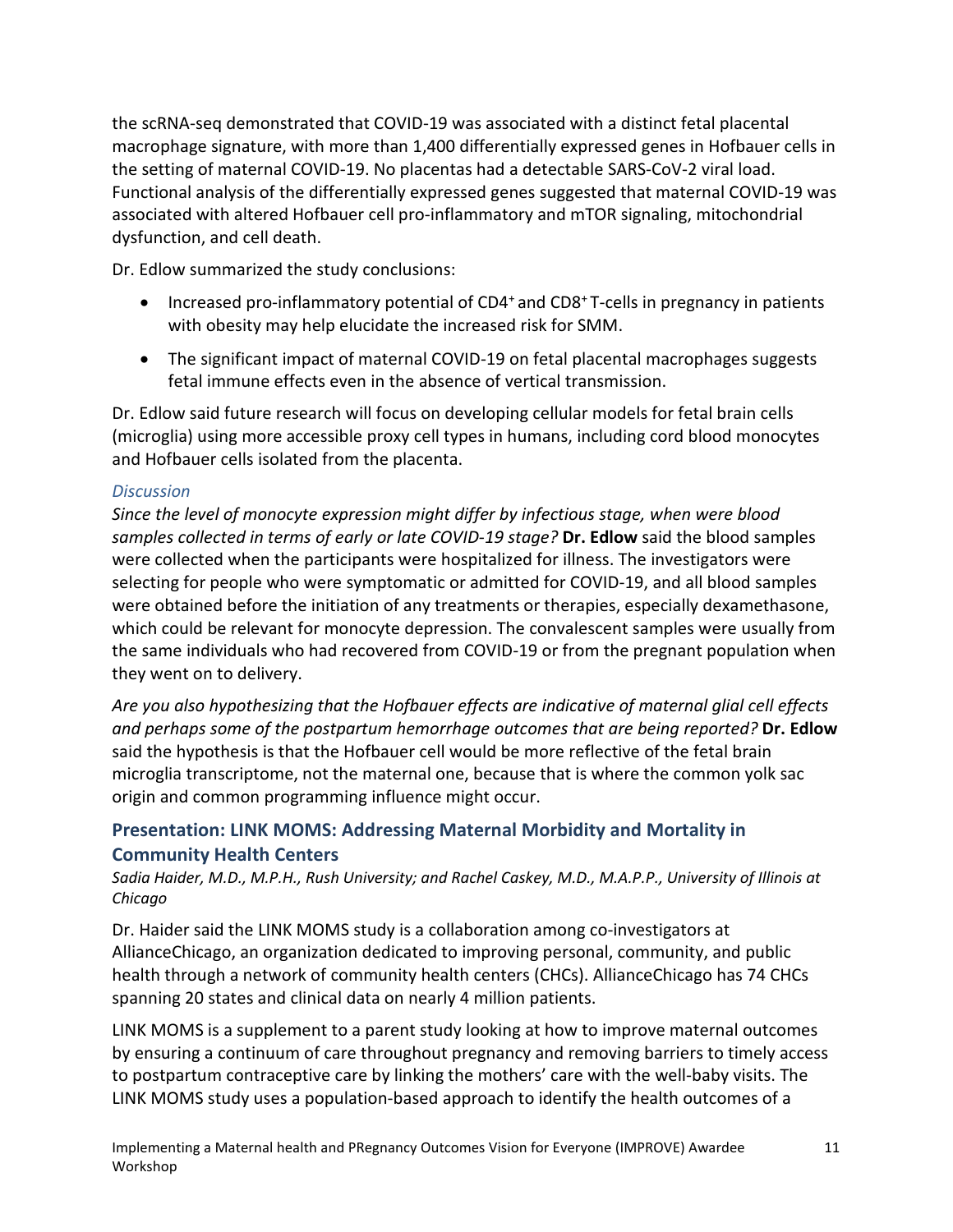the scRNA-seq demonstrated that COVID-19 was associated with a distinct fetal placental macrophage signature, with more than 1,400 differentially expressed genes in Hofbauer cells in the setting of maternal COVID-19. No placentas had a detectable SARS-CoV-2 viral load. Functional analysis of the differentially expressed genes suggested that maternal COVID-19 was associated with altered Hofbauer cell pro-inflammatory and mTOR signaling, mitochondrial dysfunction, and cell death.

Dr. Edlow summarized the study conclusions:

- Increased pro-inflammatory potential of $CD4^+$ and $CD8^+$ T-cells in pregnancy in patients with obesity may help elucidate the increased risk for SMM.
- The significant impact of maternal COVID-19 on fetal placental macrophages suggests fetal immune effects even in the absence of vertical transmission.

Dr. Edlow said future research will focus on developing cellular models for fetal brain cells (microglia) using more accessible proxy cell types in humans, including cord blood monocytes and Hofbauer cells isolated from the placenta.

### *Discussion*

*Since the level of monocyte expression might differ by infectious stage, when were blood samples collected in terms of early or late COVID-19 stage?* **Dr. Edlow** said the blood samples were collected when the participants were hospitalized for illness. The investigators were selecting for people who were symptomatic or admitted for COVID-19, and all blood samples were obtained before the initiation of any treatments or therapies, especially dexamethasone, which could be relevant for monocyte depression. The convalescent samples were usually from the same individuals who had recovered from COVID-19 or from the pregnant population when they went on to delivery.

*Are you also hypothesizing that the Hofbauer effects are indicative of maternal glial cell effects and perhaps some of the postpartum hemorrhage outcomes that are being reported?* **Dr. Edlow** said the hypothesis is that the Hofbauer cell would be more reflective of the fetal brain microglia transcriptome, not the maternal one, because that is where the common yolk sac origin and common programming influence might occur.

## Presentation: LINK MOMS: Addressing Maternal Morbidity and Mortality in Community Health Centers

*Sadia Haider, M.D., M.P.H., Rush University; and Rachel Caskey, M.D., M.A.P.P., University of Illinois at Chicago*

Dr. Haider said the LINK MOMS study is a collaboration among co-investigators at AllianceChicago, an organization dedicated to improving personal, community, and public health through a network of community health centers (CHCs). AllianceChicago has 74 CHCs spanning 20 states and clinical data on nearly 4 million patients.

LINK MOMS is a supplement to a parent study looking at how to improve maternal outcomes by ensuring a continuum of care throughout pregnancy and removing barriers to timely access to postpartum contraceptive care by linking the mothers' care with the well-baby visits. The LINK MOMS study uses a population-based approach to identify the health outcomes of a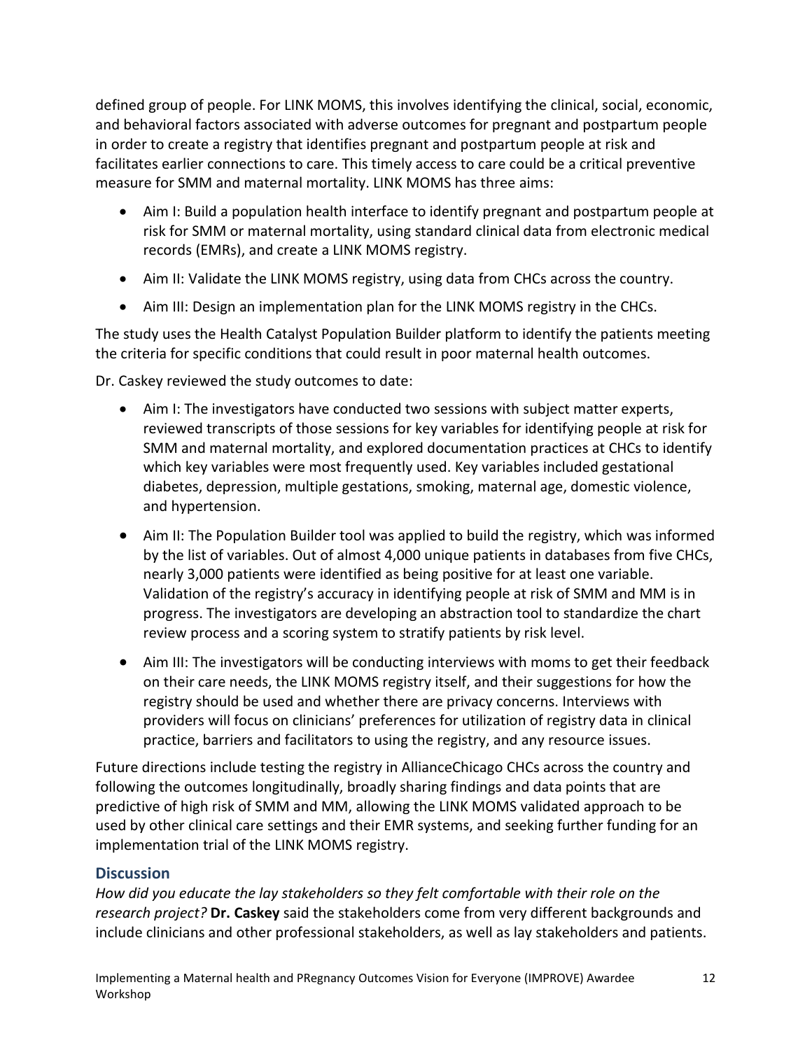defined group of people. For LINK MOMS, this involves identifying the clinical, social, economic, and behavioral factors associated with adverse outcomes for pregnant and postpartum people in order to create a registry that identifies pregnant and postpartum people at risk and facilitates earlier connections to care. This timely access to care could be a critical preventive measure for SMM and maternal mortality. LINK MOMS has three aims:

- Aim I: Build a population health interface to identify pregnant and postpartum people at risk for SMM or maternal mortality, using standard clinical data from electronic medical records (EMRs), and create a LINK MOMS registry.
- Aim II: Validate the LINK MOMS registry, using data from CHCs across the country.
- Aim III: Design an implementation plan for the LINK MOMS registry in the CHCs.

The study uses the Health Catalyst Population Builder platform to identify the patients meeting the criteria for specific conditions that could result in poor maternal health outcomes.

Dr. Caskey reviewed the study outcomes to date:

- Aim I: The investigators have conducted two sessions with subject matter experts, reviewed transcripts of those sessions for key variables for identifying people at risk for SMM and maternal mortality, and explored documentation practices at CHCs to identify which key variables were most frequently used. Key variables included gestational diabetes, depression, multiple gestations, smoking, maternal age, domestic violence, and hypertension.
- Aim II: The Population Builder tool was applied to build the registry, which was informed by the list of variables. Out of almost 4,000 unique patients in databases from five CHCs, nearly 3,000 patients were identified as being positive for at least one variable. Validation of the registry's accuracy in identifying people at risk of SMM and MM is in progress. The investigators are developing an abstraction tool to standardize the chart review process and a scoring system to stratify patients by risk level.
- Aim III: The investigators will be conducting interviews with moms to get their feedback on their care needs, the LINK MOMS registry itself, and their suggestions for how the registry should be used and whether there are privacy concerns. Interviews with providers will focus on clinicians' preferences for utilization of registry data in clinical practice, barriers and facilitators to using the registry, and any resource issues.

Future directions include testing the registry in AllianceChicago CHCs across the country and following the outcomes longitudinally, broadly sharing findings and data points that are predictive of high risk of SMM and MM, allowing the LINK MOMS validated approach to be used by other clinical care settings and their EMR systems, and seeking further funding for an implementation trial of the LINK MOMS registry.

### Discussion

*How did you educate the lay stakeholders so they felt comfortable with their role on the research project?* **Dr. Caskey** said the stakeholders come from very different backgrounds and include clinicians and other professional stakeholders, as well as lay stakeholders and patients.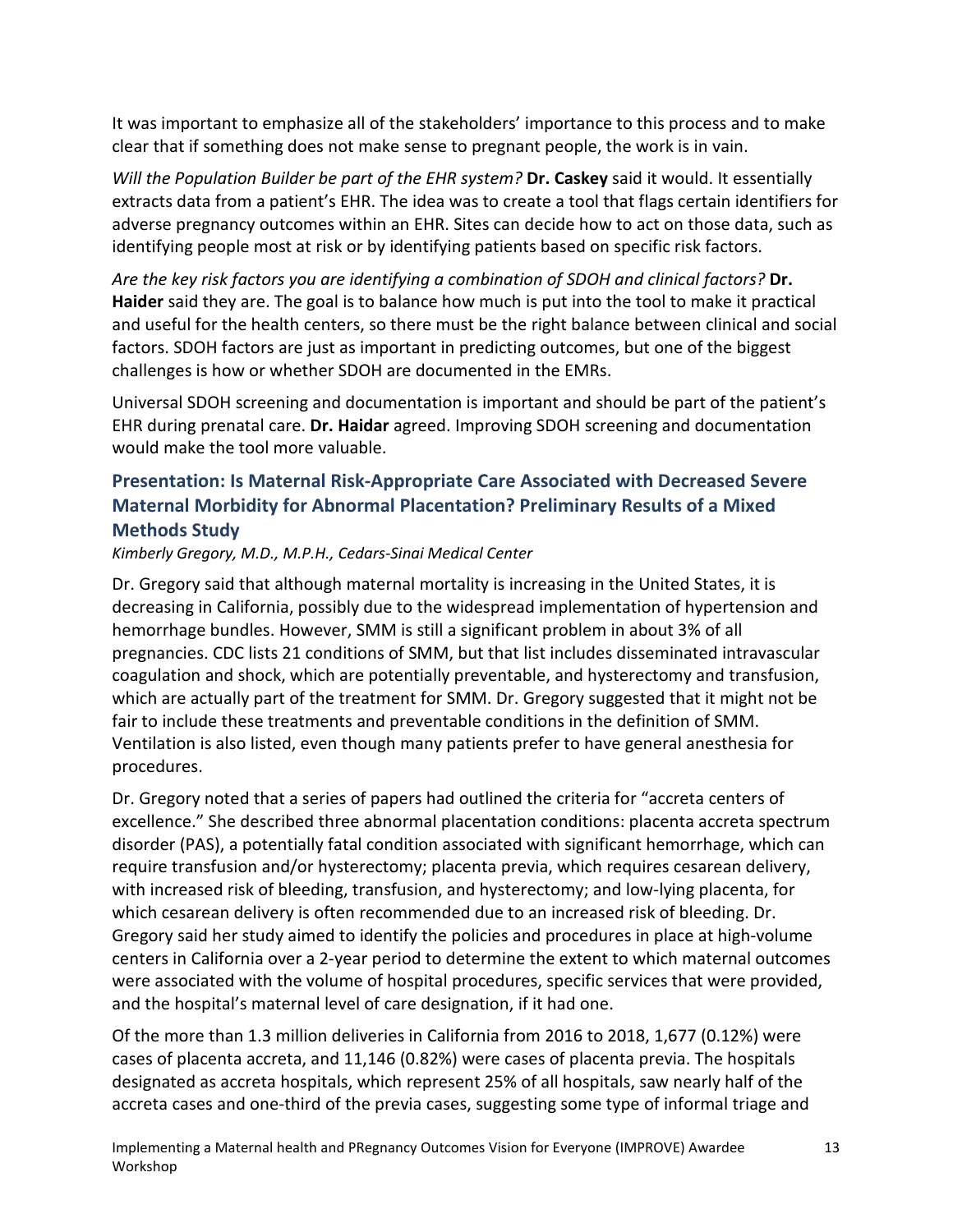It was important to emphasize all of the stakeholders' importance to this process and to make clear that if something does not make sense to pregnant people, the work is in vain.

*Will the Population Builder be part of the EHR system?* **Dr. Caskey** said it would. It essentially extracts data from a patient's EHR. The idea was to create a tool that flags certain identifiers for adverse pregnancy outcomes within an EHR. Sites can decide how to act on those data, such as identifying people most at risk or by identifying patients based on specific risk factors.

*Are the key risk factors you are identifying a combination of SDOH and clinical factors?* **Dr. Haider** said they are. The goal is to balance how much is put into the tool to make it practical and useful for the health centers, so there must be the right balance between clinical and social factors. SDOH factors are just as important in predicting outcomes, but one of the biggest challenges is how or whether SDOH are documented in the EMRs.

Universal SDOH screening and documentation is important and should be part of the patient's EHR during prenatal care. **Dr. Haidar** agreed. Improving SDOH screening and documentation would make the tool more valuable.

## Presentation: Is Maternal Risk-Appropriate Care Associated with Decreased Severe Maternal Morbidity for Abnormal Placentation? Preliminary Results of a Mixed Methods Study

*Kimberly Gregory, M.D., M.P.H., Cedars-Sinai Medical Center*

Dr. Gregory said that although maternal mortality is increasing in the United States, it is decreasing in California, possibly due to the widespread implementation of hypertension and hemorrhage bundles. However, SMM is still a significant problem in about 3% of all pregnancies. CDC lists 21 conditions of SMM, but that list includes disseminated intravascular coagulation and shock, which are potentially preventable, and hysterectomy and transfusion, which are actually part of the treatment for SMM. Dr. Gregory suggested that it might not be fair to include these treatments and preventable conditions in the definition of SMM. Ventilation is also listed, even though many patients prefer to have general anesthesia for procedures.

Dr. Gregory noted that a series of papers had outlined the criteria for "accreta centers of excellence." She described three abnormal placentation conditions: placenta accreta spectrum disorder (PAS), a potentially fatal condition associated with significant hemorrhage, which can require transfusion and/or hysterectomy; placenta previa, which requires cesarean delivery, with increased risk of bleeding, transfusion, and hysterectomy; and low-lying placenta, for which cesarean delivery is often recommended due to an increased risk of bleeding. Dr. Gregory said her study aimed to identify the policies and procedures in place at high-volume centers in California over a 2-year period to determine the extent to which maternal outcomes were associated with the volume of hospital procedures, specific services that were provided, and the hospital's maternal level of care designation, if it had one.

Of the more than 1.3 million deliveries in California from 2016 to 2018, 1,677 (0.12%) were cases of placenta accreta, and 11,146 (0.82%) were cases of placenta previa. The hospitals designated as accreta hospitals, which represent 25% of all hospitals, saw nearly half of the accreta cases and one-third of the previa cases, suggesting some type of informal triage and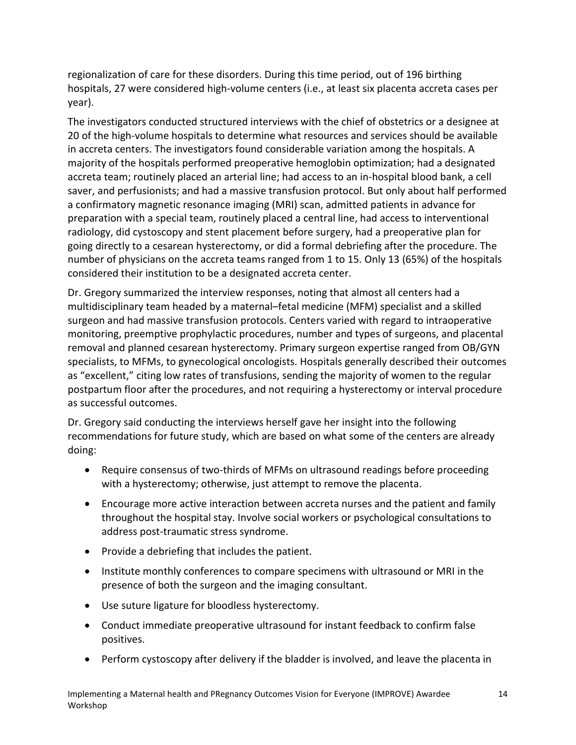regionalization of care for these disorders. During this time period, out of 196 birthing hospitals, 27 were considered high-volume centers (i.e., at least six placenta accreta cases per year).

The investigators conducted structured interviews with the chief of obstetrics or a designee at 20 of the high-volume hospitals to determine what resources and services should be available in accreta centers. The investigators found considerable variation among the hospitals. A majority of the hospitals performed preoperative hemoglobin optimization; had a designated accreta team; routinely placed an arterial line; had access to an in-hospital blood bank, a cell saver, and perfusionists; and had a massive transfusion protocol. But only about half performed a confirmatory magnetic resonance imaging (MRI) scan, admitted patients in advance for preparation with a special team, routinely placed a central line, had access to interventional radiology, did cystoscopy and stent placement before surgery, had a preoperative plan for going directly to a cesarean hysterectomy, or did a formal debriefing after the procedure. The number of physicians on the accreta teams ranged from 1 to 15. Only 13 (65%) of the hospitals considered their institution to be a designated accreta center.

Dr. Gregory summarized the interview responses, noting that almost all centers had a multidisciplinary team headed by a maternal–fetal medicine (MFM) specialist and a skilled surgeon and had massive transfusion protocols. Centers varied with regard to intraoperative monitoring, preemptive prophylactic procedures, number and types of surgeons, and placental removal and planned cesarean hysterectomy. Primary surgeon expertise ranged from OB/GYN specialists, to MFMs, to gynecological oncologists. Hospitals generally described their outcomes as "excellent," citing low rates of transfusions, sending the majority of women to the regular postpartum floor after the procedures, and not requiring a hysterectomy or interval procedure as successful outcomes.

Dr. Gregory said conducting the interviews herself gave her insight into the following recommendations for future study, which are based on what some of the centers are already doing:

- Require consensus of two-thirds of MFMs on ultrasound readings before proceeding with a hysterectomy; otherwise, just attempt to remove the placenta.
- Encourage more active interaction between accreta nurses and the patient and family throughout the hospital stay. Involve social workers or psychological consultations to address post-traumatic stress syndrome.
- Provide a debriefing that includes the patient.
- Institute monthly conferences to compare specimens with ultrasound or MRI in the presence of both the surgeon and the imaging consultant.
- Use suture ligature for bloodless hysterectomy.
- Conduct immediate preoperative ultrasound for instant feedback to confirm false positives.
- Perform cystoscopy after delivery if the bladder is involved, and leave the placenta in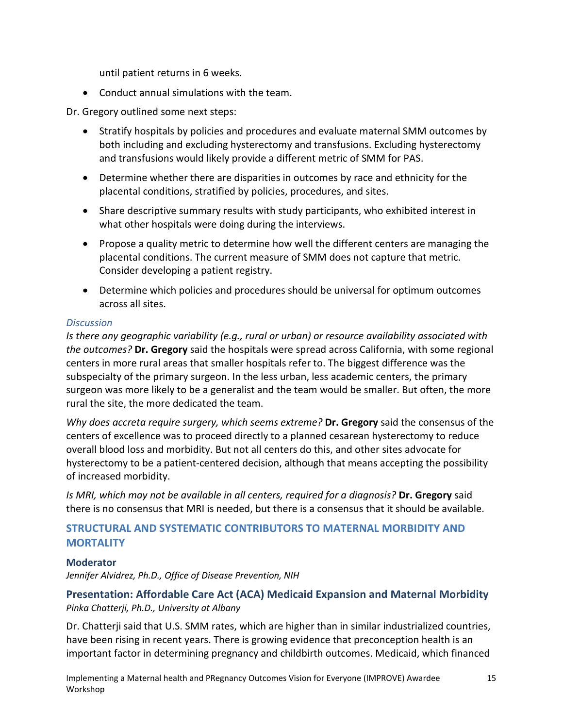until patient returns in 6 weeks.

- Conduct annual simulations with the team.

Dr. Gregory outlined some next steps:

- Stratify hospitals by policies and procedures and evaluate maternal SMM outcomes by both including and excluding hysterectomy and transfusions. Excluding hysterectomy and transfusions would likely provide a different metric of SMM for PAS.
- Determine whether there are disparities in outcomes by race and ethnicity for the placental conditions, stratified by policies, procedures, and sites.
- Share descriptive summary results with study participants, who exhibited interest in what other hospitals were doing during the interviews.
- Propose a quality metric to determine how well the different centers are managing the placental conditions. The current measure of SMM does not capture that metric. Consider developing a patient registry.
- Determine which policies and procedures should be universal for optimum outcomes across all sites.

*Discussion*

*Is there any geographic variability (e.g., rural or urban) or resource availability associated with the outcomes?* **Dr. Gregory** said the hospitals were spread across California, with some regional centers in more rural areas that smaller hospitals refer to. The biggest difference was the subspecialty of the primary surgeon. In the less urban, less academic centers, the primary surgeon was more likely to be a generalist and the team would be smaller. But often, the more rural the site, the more dedicated the team.

*Why does accreta require surgery, which seems extreme?* **Dr. Gregory** said the consensus of the centers of excellence was to proceed directly to a planned cesarean hysterectomy to reduce overall blood loss and morbidity. But not all centers do this, and other sites advocate for hysterectomy to be a patient-centered decision, although that means accepting the possibility of increased morbidity.

*Is MRI, which may not be available in all centers, required for a diagnosis?* **Dr. Gregory** said there is no consensus that MRI is needed, but there is a consensus that it should be available.

## STRUCTURAL AND SYSTEMATIC CONTRIBUTORS TO MATERNAL MORBIDITY AND MORTALITY

**Moderator**

*Jennifer Alvidrez, Ph.D., Office of Disease Prevention, NIH*

### Presentation: Affordable Care Act (ACA) Medicaid Expansion and Maternal Morbidity

*Pinka Chatterji, Ph.D., University at Albany*

Dr. Chatterji said that U.S. SMM rates, which are higher than in similar industrialized countries, have been rising in recent years. There is growing evidence that preconception health is an important factor in determining pregnancy and childbirth outcomes. Medicaid, which financed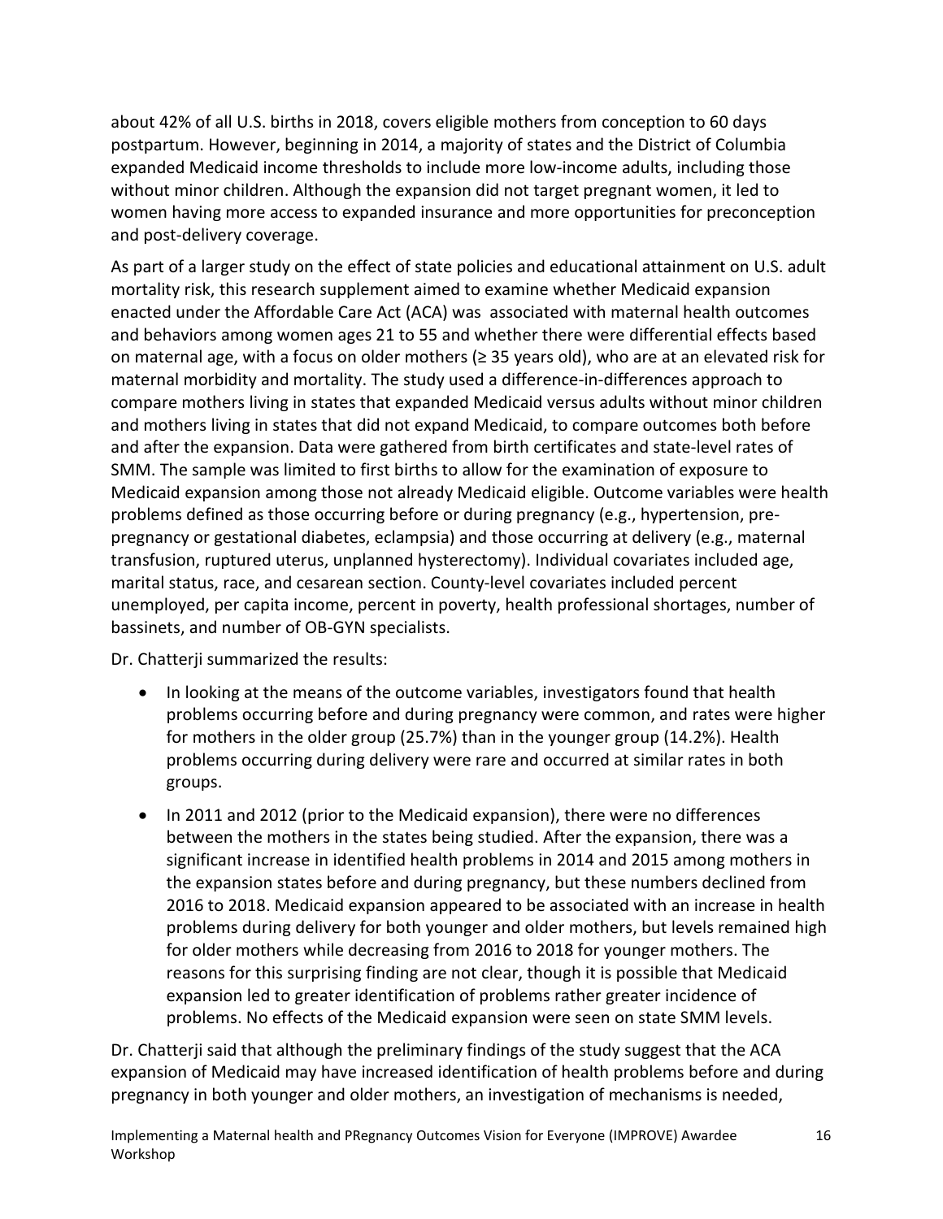about 42% of all U.S. births in 2018, covers eligible mothers from conception to 60 days postpartum. However, beginning in 2014, a majority of states and the District of Columbia expanded Medicaid income thresholds to include more low-income adults, including those without minor children. Although the expansion did not target pregnant women, it led to women having more access to expanded insurance and more opportunities for preconception and post-delivery coverage.

As part of a larger study on the effect of state policies and educational attainment on U.S. adult mortality risk, this research supplement aimed to examine whether Medicaid expansion enacted under the Affordable Care Act (ACA) was associated with maternal health outcomes and behaviors among women ages 21 to 55 and whether there were differential effects based on maternal age, with a focus on older mothers (≥ 35 years old), who are at an elevated risk for maternal morbidity and mortality. The study used a difference-in-differences approach to compare mothers living in states that expanded Medicaid versus adults without minor children and mothers living in states that did not expand Medicaid, to compare outcomes both before and after the expansion. Data were gathered from birth certificates and state-level rates of SMM. The sample was limited to first births to allow for the examination of exposure to Medicaid expansion among those not already Medicaid eligible. Outcome variables were health problems defined as those occurring before or during pregnancy (e.g., hypertension, pre-pregnancy or gestational diabetes, eclampsia) and those occurring at delivery (e.g., maternal transfusion, ruptured uterus, unplanned hysterectomy). Individual covariates included age, marital status, race, and cesarean section. County-level covariates included percent unemployed, per capita income, percent in poverty, health professional shortages, number of bassinets, and number of OB-GYN specialists.

Dr. Chatterji summarized the results:

- In looking at the means of the outcome variables, investigators found that health problems occurring before and during pregnancy were common, and rates were higher for mothers in the older group (25.7%) than in the younger group (14.2%). Health problems occurring during delivery were rare and occurred at similar rates in both groups.
- In 2011 and 2012 (prior to the Medicaid expansion), there were no differences between the mothers in the states being studied. After the expansion, there was a significant increase in identified health problems in 2014 and 2015 among mothers in the expansion states before and during pregnancy, but these numbers declined from 2016 to 2018. Medicaid expansion appeared to be associated with an increase in health problems during delivery for both younger and older mothers, but levels remained high for older mothers while decreasing from 2016 to 2018 for younger mothers. The reasons for this surprising finding are not clear, though it is possible that Medicaid expansion led to greater identification of problems rather greater incidence of problems. No effects of the Medicaid expansion were seen on state SMM levels.

Dr. Chatterji said that although the preliminary findings of the study suggest that the ACA expansion of Medicaid may have increased identification of health problems before and during pregnancy in both younger and older mothers, an investigation of mechanisms is needed,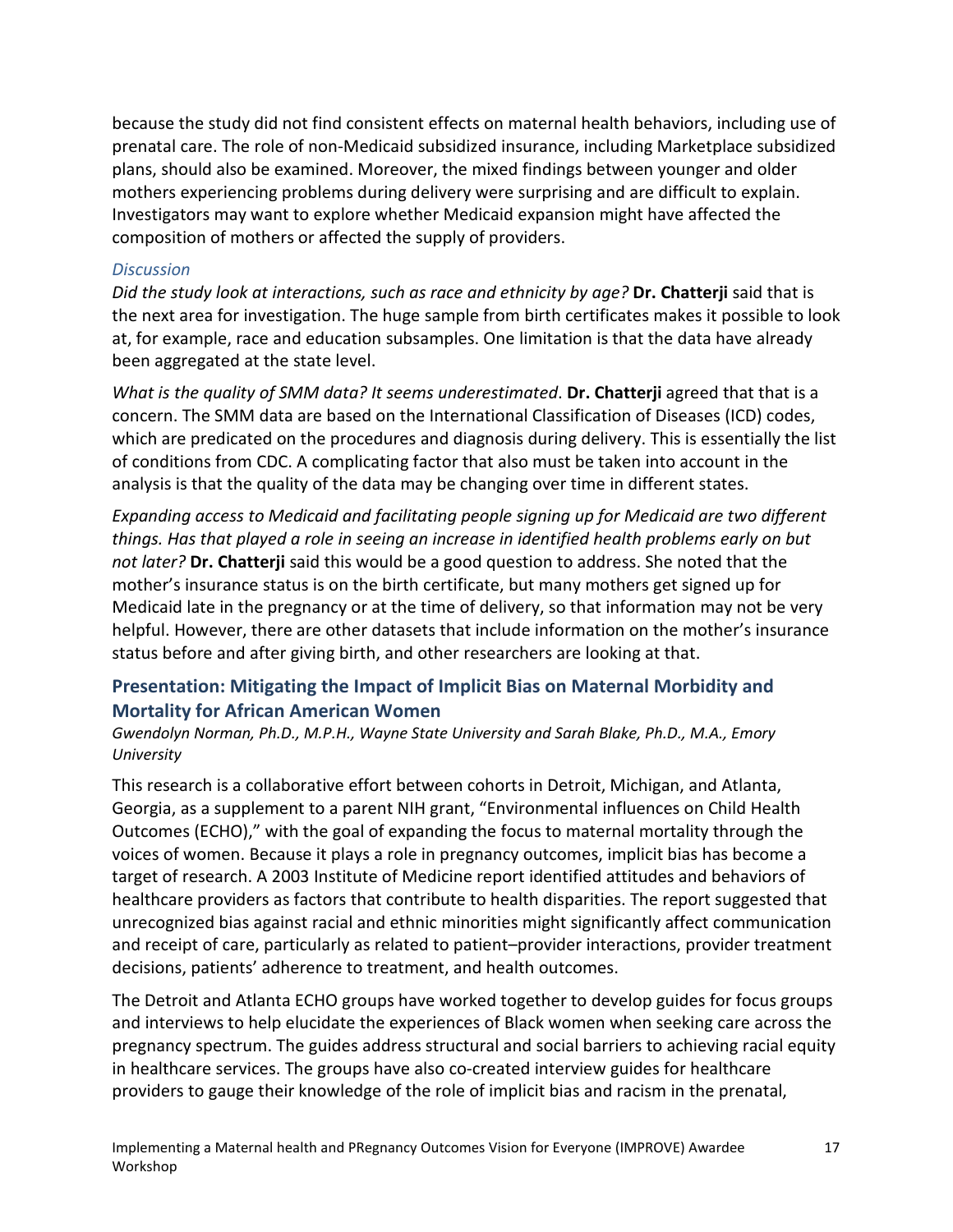because the study did not find consistent effects on maternal health behaviors, including use of prenatal care. The role of non-Medicaid subsidized insurance, including Marketplace subsidized plans, should also be examined. Moreover, the mixed findings between younger and older mothers experiencing problems during delivery were surprising and are difficult to explain. Investigators may want to explore whether Medicaid expansion might have affected the composition of mothers or affected the supply of providers.

### *Discussion*

*Did the study look at interactions, such as race and ethnicity by age?* **Dr. Chatterji** said that is the next area for investigation. The huge sample from birth certificates makes it possible to look at, for example, race and education subsamples. One limitation is that the data have already been aggregated at the state level.

*What is the quality of SMM data? It seems underestimated*. **Dr. Chatterji** agreed that that is a concern. The SMM data are based on the International Classification of Diseases (ICD) codes, which are predicated on the procedures and diagnosis during delivery. This is essentially the list of conditions from CDC. A complicating factor that also must be taken into account in the analysis is that the quality of the data may be changing over time in different states.

*Expanding access to Medicaid and facilitating people signing up for Medicaid are two different things. Has that played a role in seeing an increase in identified health problems early on but not later?* **Dr. Chatterji** said this would be a good question to address. She noted that the mother's insurance status is on the birth certificate, but many mothers get signed up for Medicaid late in the pregnancy or at the time of delivery, so that information may not be very helpful. However, there are other datasets that include information on the mother's insurance status before and after giving birth, and other researchers are looking at that.

## Presentation: Mitigating the Impact of Implicit Bias on Maternal Morbidity and Mortality for African American Women

*Gwendolyn Norman, Ph.D., M.P.H., Wayne State University and Sarah Blake, Ph.D., M.A., Emory University*

This research is a collaborative effort between cohorts in Detroit, Michigan, and Atlanta, Georgia, as a supplement to a parent NIH grant, "Environmental influences on Child Health Outcomes (ECHO)," with the goal of expanding the focus to maternal mortality through the voices of women. Because it plays a role in pregnancy outcomes, implicit bias has become a target of research. A 2003 Institute of Medicine report identified attitudes and behaviors of healthcare providers as factors that contribute to health disparities. The report suggested that unrecognized bias against racial and ethnic minorities might significantly affect communication and receipt of care, particularly as related to patient–provider interactions, provider treatment decisions, patients' adherence to treatment, and health outcomes.

The Detroit and Atlanta ECHO groups have worked together to develop guides for focus groups and interviews to help elucidate the experiences of Black women when seeking care across the pregnancy spectrum. The guides address structural and social barriers to achieving racial equity in healthcare services. The groups have also co-created interview guides for healthcare providers to gauge their knowledge of the role of implicit bias and racism in the prenatal,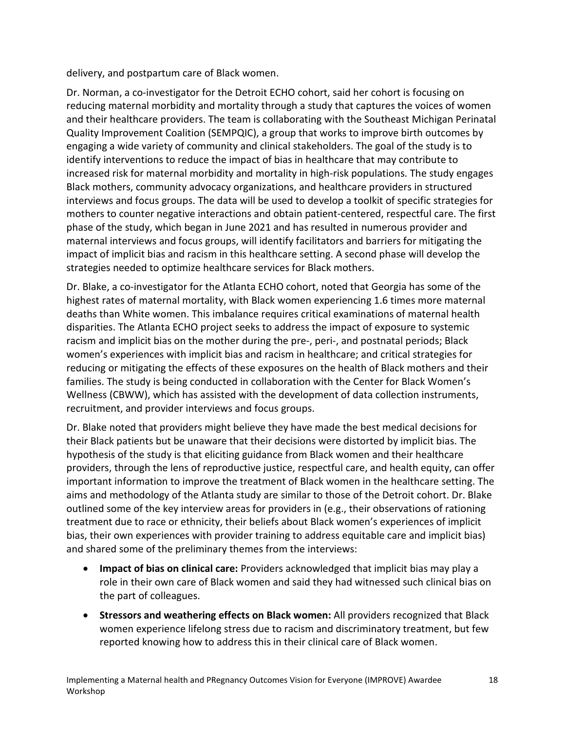delivery, and postpartum care of Black women.

Dr. Norman, a co-investigator for the Detroit ECHO cohort, said her cohort is focusing on reducing maternal morbidity and mortality through a study that captures the voices of women and their healthcare providers. The team is collaborating with the Southeast Michigan Perinatal Quality Improvement Coalition (SEMPQIC), a group that works to improve birth outcomes by engaging a wide variety of community and clinical stakeholders. The goal of the study is to identify interventions to reduce the impact of bias in healthcare that may contribute to increased risk for maternal morbidity and mortality in high-risk populations. The study engages Black mothers, community advocacy organizations, and healthcare providers in structured interviews and focus groups. The data will be used to develop a toolkit of specific strategies for mothers to counter negative interactions and obtain patient-centered, respectful care. The first phase of the study, which began in June 2021 and has resulted in numerous provider and maternal interviews and focus groups, will identify facilitators and barriers for mitigating the impact of implicit bias and racism in this healthcare setting. A second phase will develop the strategies needed to optimize healthcare services for Black mothers.

Dr. Blake, a co-investigator for the Atlanta ECHO cohort, noted that Georgia has some of the highest rates of maternal mortality, with Black women experiencing 1.6 times more maternal deaths than White women. This imbalance requires critical examinations of maternal health disparities. The Atlanta ECHO project seeks to address the impact of exposure to systemic racism and implicit bias on the mother during the pre-, peri-, and postnatal periods; Black women's experiences with implicit bias and racism in healthcare; and critical strategies for reducing or mitigating the effects of these exposures on the health of Black mothers and their families. The study is being conducted in collaboration with the Center for Black Women's Wellness (CBWW), which has assisted with the development of data collection instruments, recruitment, and provider interviews and focus groups.

Dr. Blake noted that providers might believe they have made the best medical decisions for their Black patients but be unaware that their decisions were distorted by implicit bias. The hypothesis of the study is that eliciting guidance from Black women and their healthcare providers, through the lens of reproductive justice, respectful care, and health equity, can offer important information to improve the treatment of Black women in the healthcare setting. The aims and methodology of the Atlanta study are similar to those of the Detroit cohort. Dr. Blake outlined some of the key interview areas for providers in (e.g., their observations of rationing treatment due to race or ethnicity, their beliefs about Black women's experiences of implicit bias, their own experiences with provider training to address equitable care and implicit bias) and shared some of the preliminary themes from the interviews:

- **Impact of bias on clinical care:** Providers acknowledged that implicit bias may play a role in their own care of Black women and said they had witnessed such clinical bias on the part of colleagues.
- **Stressors and weathering effects on Black women:** All providers recognized that Black women experience lifelong stress due to racism and discriminatory treatment, but few reported knowing how to address this in their clinical care of Black women.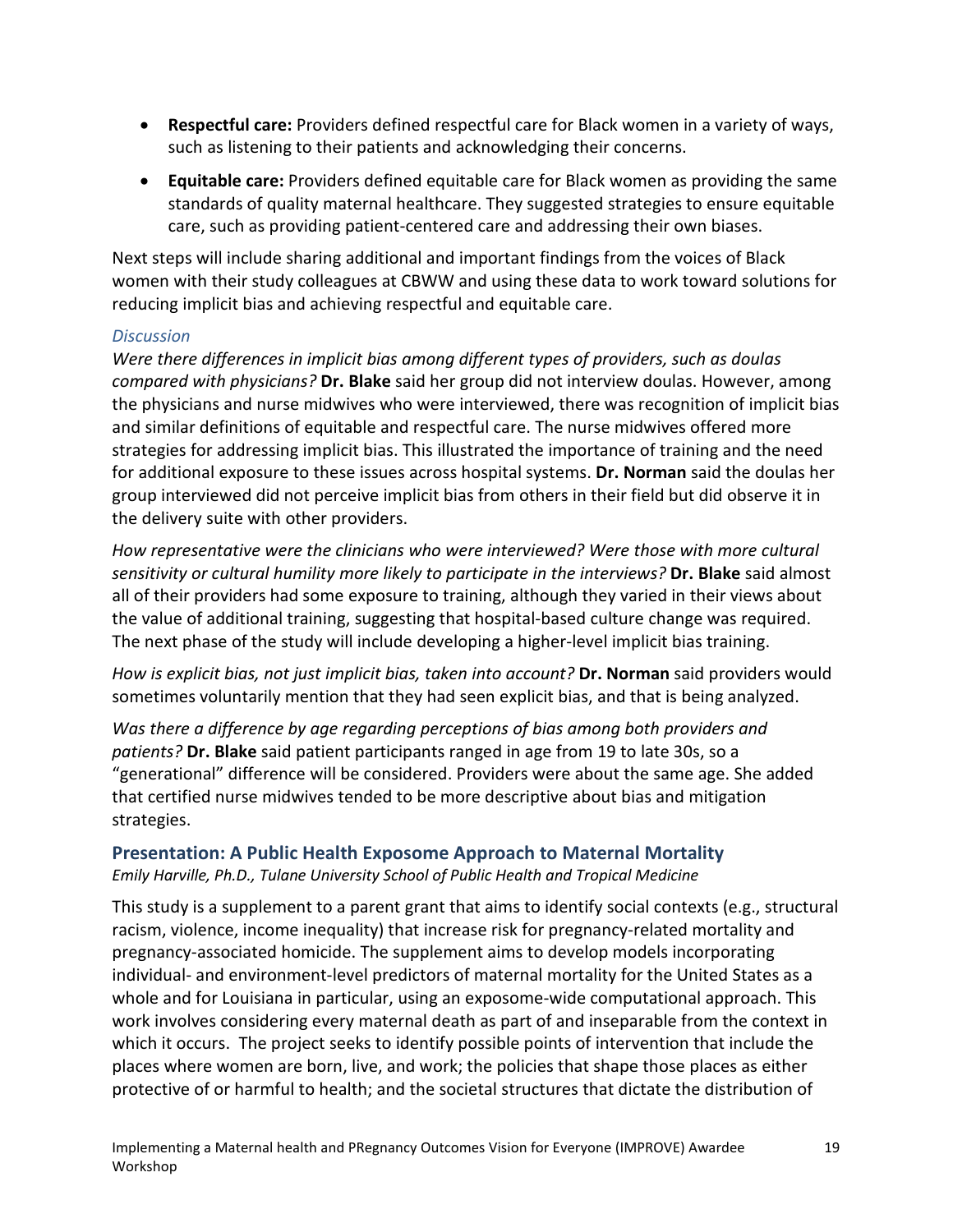- **Respectful care:** Providers defined respectful care for Black women in a variety of ways, such as listening to their patients and acknowledging their concerns.
- **Equitable care:** Providers defined equitable care for Black women as providing the same standards of quality maternal healthcare. They suggested strategies to ensure equitable care, such as providing patient-centered care and addressing their own biases.

Next steps will include sharing additional and important findings from the voices of Black women with their study colleagues at CBWW and using these data to work toward solutions for reducing implicit bias and achieving respectful and equitable care.

### *Discussion*

*Were there differences in implicit bias among different types of providers, such as doulas compared with physicians?* **Dr. Blake** said her group did not interview doulas. However, among the physicians and nurse midwives who were interviewed, there was recognition of implicit bias and similar definitions of equitable and respectful care. The nurse midwives offered more strategies for addressing implicit bias. This illustrated the importance of training and the need for additional exposure to these issues across hospital systems. **Dr. Norman** said the doulas her group interviewed did not perceive implicit bias from others in their field but did observe it in the delivery suite with other providers.

*How representative were the clinicians who were interviewed? Were those with more cultural sensitivity or cultural humility more likely to participate in the interviews?* **Dr. Blake** said almost all of their providers had some exposure to training, although they varied in their views about the value of additional training, suggesting that hospital-based culture change was required. The next phase of the study will include developing a higher-level implicit bias training.

*How is explicit bias, not just implicit bias, taken into account?* **Dr. Norman** said providers would sometimes voluntarily mention that they had seen explicit bias, and that is being analyzed.

*Was there a difference by age regarding perceptions of bias among both providers and patients?* **Dr. Blake** said patient participants ranged in age from 19 to late 30s, so a "generational" difference will be considered. Providers were about the same age. She added that certified nurse midwives tended to be more descriptive about bias and mitigation strategies.

## Presentation: A Public Health Exposome Approach to Maternal Mortality

*Emily Harville, Ph.D., Tulane University School of Public Health and Tropical Medicine*

This study is a supplement to a parent grant that aims to identify social contexts (e.g., structural racism, violence, income inequality) that increase risk for pregnancy-related mortality and pregnancy-associated homicide. The supplement aims to develop models incorporating individual- and environment-level predictors of maternal mortality for the United States as a whole and for Louisiana in particular, using an exposome-wide computational approach. This work involves considering every maternal death as part of and inseparable from the context in which it occurs. The project seeks to identify possible points of intervention that include the places where women are born, live, and work; the policies that shape those places as either protective of or harmful to health; and the societal structures that dictate the distribution of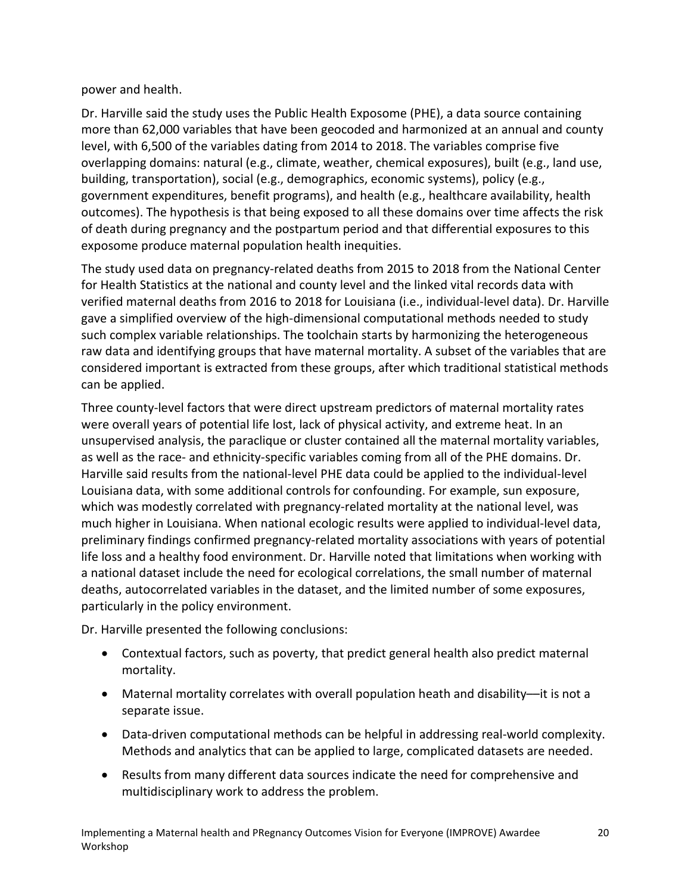power and health.

Dr. Harville said the study uses the Public Health Exposome (PHE), a data source containing more than 62,000 variables that have been geocoded and harmonized at an annual and county level, with 6,500 of the variables dating from 2014 to 2018. The variables comprise five overlapping domains: natural (e.g., climate, weather, chemical exposures), built (e.g., land use, building, transportation), social (e.g., demographics, economic systems), policy (e.g., government expenditures, benefit programs), and health (e.g., healthcare availability, health outcomes). The hypothesis is that being exposed to all these domains over time affects the risk of death during pregnancy and the postpartum period and that differential exposures to this exposome produce maternal population health inequities.

The study used data on pregnancy-related deaths from 2015 to 2018 from the National Center for Health Statistics at the national and county level and the linked vital records data with verified maternal deaths from 2016 to 2018 for Louisiana (i.e., individual-level data). Dr. Harville gave a simplified overview of the high-dimensional computational methods needed to study such complex variable relationships. The toolchain starts by harmonizing the heterogeneous raw data and identifying groups that have maternal mortality. A subset of the variables that are considered important is extracted from these groups, after which traditional statistical methods can be applied.

Three county-level factors that were direct upstream predictors of maternal mortality rates were overall years of potential life lost, lack of physical activity, and extreme heat. In an unsupervised analysis, the paraclique or cluster contained all the maternal mortality variables, as well as the race- and ethnicity-specific variables coming from all of the PHE domains. Dr. Harville said results from the national-level PHE data could be applied to the individual-level Louisiana data, with some additional controls for confounding. For example, sun exposure, which was modestly correlated with pregnancy-related mortality at the national level, was much higher in Louisiana. When national ecologic results were applied to individual-level data, preliminary findings confirmed pregnancy-related mortality associations with years of potential life loss and a healthy food environment. Dr. Harville noted that limitations when working with a national dataset include the need for ecological correlations, the small number of maternal deaths, autocorrelated variables in the dataset, and the limited number of some exposures, particularly in the policy environment.

Dr. Harville presented the following conclusions:

- Contextual factors, such as poverty, that predict general health also predict maternal mortality.
- Maternal mortality correlates with overall population heath and disability—it is not a separate issue.
- Data-driven computational methods can be helpful in addressing real-world complexity. Methods and analytics that can be applied to large, complicated datasets are needed.
- Results from many different data sources indicate the need for comprehensive and multidisciplinary work to address the problem.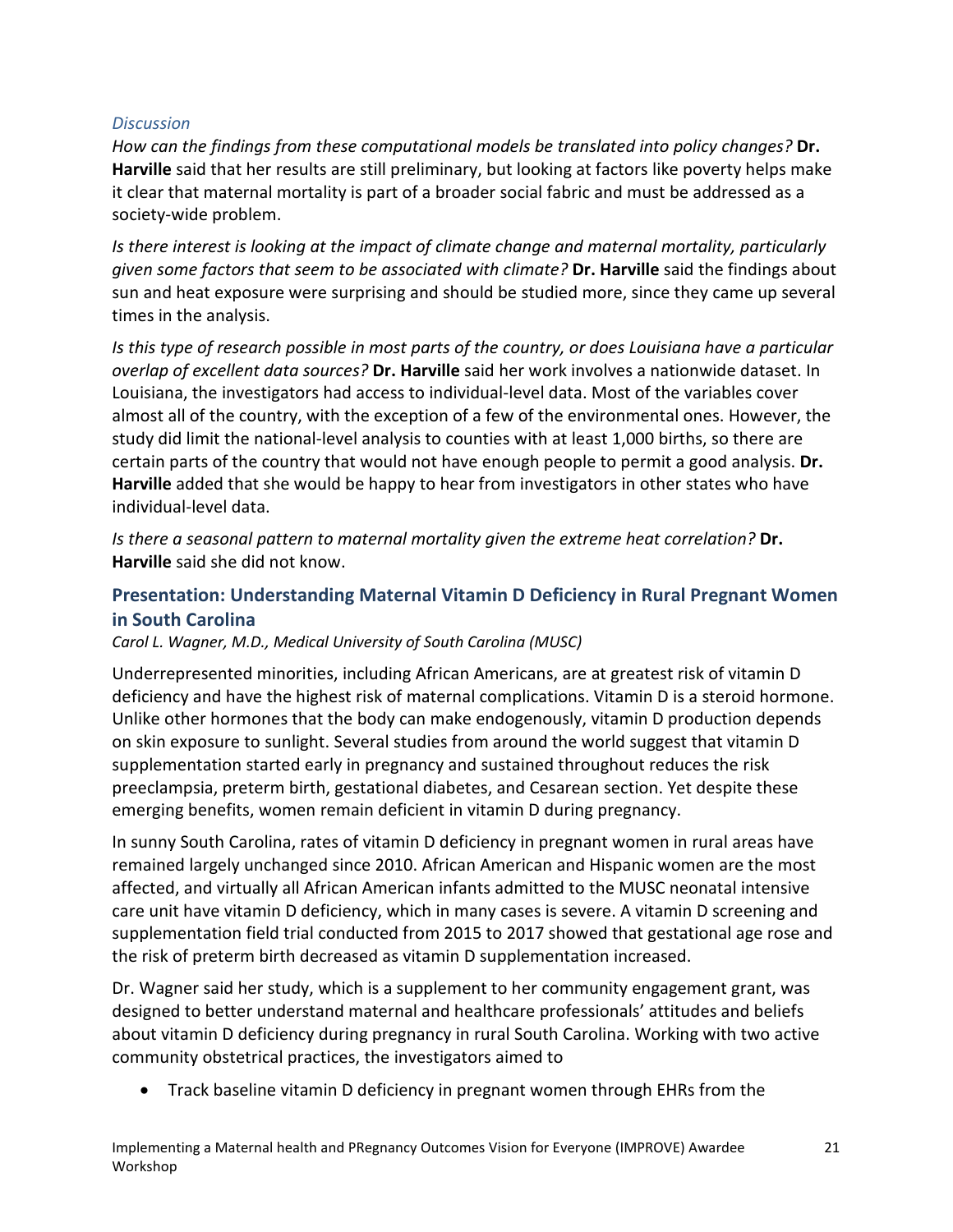*Discussion*

*How can the findings from these computational models be translated into policy changes?* **Dr. Harville** said that her results are still preliminary, but looking at factors like poverty helps make it clear that maternal mortality is part of a broader social fabric and must be addressed as a society-wide problem.

*Is there interest is looking at the impact of climate change and maternal mortality, particularly given some factors that seem to be associated with climate?* **Dr. Harville** said the findings about sun and heat exposure were surprising and should be studied more, since they came up several times in the analysis.

*Is this type of research possible in most parts of the country, or does Louisiana have a particular overlap of excellent data sources?* **Dr. Harville** said her work involves a nationwide dataset. In Louisiana, the investigators had access to individual-level data. Most of the variables cover almost all of the country, with the exception of a few of the environmental ones. However, the study did limit the national-level analysis to counties with at least 1,000 births, so there are certain parts of the country that would not have enough people to permit a good analysis. **Dr. Harville** added that she would be happy to hear from investigators in other states who have individual-level data.

*Is there a seasonal pattern to maternal mortality given the extreme heat correlation?* **Dr. Harville** said she did not know.

## Presentation: Understanding Maternal Vitamin D Deficiency in Rural Pregnant Women in South Carolina

*Carol L. Wagner, M.D., Medical University of South Carolina (MUSC)*

Underrepresented minorities, including African Americans, are at greatest risk of vitamin D deficiency and have the highest risk of maternal complications. Vitamin D is a steroid hormone. Unlike other hormones that the body can make endogenously, vitamin D production depends on skin exposure to sunlight. Several studies from around the world suggest that vitamin D supplementation started early in pregnancy and sustained throughout reduces the risk preeclampsia, preterm birth, gestational diabetes, and Cesarean section. Yet despite these emerging benefits, women remain deficient in vitamin D during pregnancy.

In sunny South Carolina, rates of vitamin D deficiency in pregnant women in rural areas have remained largely unchanged since 2010. African American and Hispanic women are the most affected, and virtually all African American infants admitted to the MUSC neonatal intensive care unit have vitamin D deficiency, which in many cases is severe. A vitamin D screening and supplementation field trial conducted from 2015 to 2017 showed that gestational age rose and the risk of preterm birth decreased as vitamin D supplementation increased.

Dr. Wagner said her study, which is a supplement to her community engagement grant, was designed to better understand maternal and healthcare professionals' attitudes and beliefs about vitamin D deficiency during pregnancy in rural South Carolina. Working with two active community obstetrical practices, the investigators aimed to

- Track baseline vitamin D deficiency in pregnant women through EHRs from the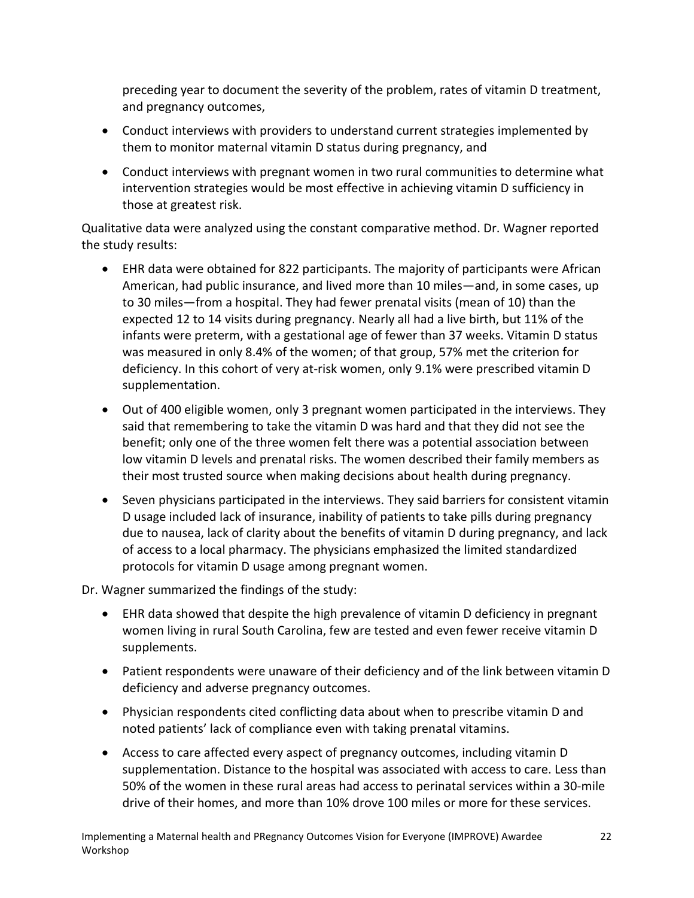preceding year to document the severity of the problem, rates of vitamin D treatment, and pregnancy outcomes,

- Conduct interviews with providers to understand current strategies implemented by them to monitor maternal vitamin D status during pregnancy, and
- Conduct interviews with pregnant women in two rural communities to determine what intervention strategies would be most effective in achieving vitamin D sufficiency in those at greatest risk.

Qualitative data were analyzed using the constant comparative method. Dr. Wagner reported the study results:

- EHR data were obtained for 822 participants. The majority of participants were African American, had public insurance, and lived more than 10 miles—and, in some cases, up to 30 miles—from a hospital. They had fewer prenatal visits (mean of 10) than the expected 12 to 14 visits during pregnancy. Nearly all had a live birth, but 11% of the infants were preterm, with a gestational age of fewer than 37 weeks. Vitamin D status was measured in only 8.4% of the women; of that group, 57% met the criterion for deficiency. In this cohort of very at-risk women, only 9.1% were prescribed vitamin D supplementation.
- Out of 400 eligible women, only 3 pregnant women participated in the interviews. They said that remembering to take the vitamin D was hard and that they did not see the benefit; only one of the three women felt there was a potential association between low vitamin D levels and prenatal risks. The women described their family members as their most trusted source when making decisions about health during pregnancy.
- Seven physicians participated in the interviews. They said barriers for consistent vitamin D usage included lack of insurance, inability of patients to take pills during pregnancy due to nausea, lack of clarity about the benefits of vitamin D during pregnancy, and lack of access to a local pharmacy. The physicians emphasized the limited standardized protocols for vitamin D usage among pregnant women.

Dr. Wagner summarized the findings of the study:

- EHR data showed that despite the high prevalence of vitamin D deficiency in pregnant women living in rural South Carolina, few are tested and even fewer receive vitamin D supplements.
- Patient respondents were unaware of their deficiency and of the link between vitamin D deficiency and adverse pregnancy outcomes.
- Physician respondents cited conflicting data about when to prescribe vitamin D and noted patients' lack of compliance even with taking prenatal vitamins.
- Access to care affected every aspect of pregnancy outcomes, including vitamin D supplementation. Distance to the hospital was associated with access to care. Less than 50% of the women in these rural areas had access to perinatal services within a 30-mile drive of their homes, and more than 10% drove 100 miles or more for these services.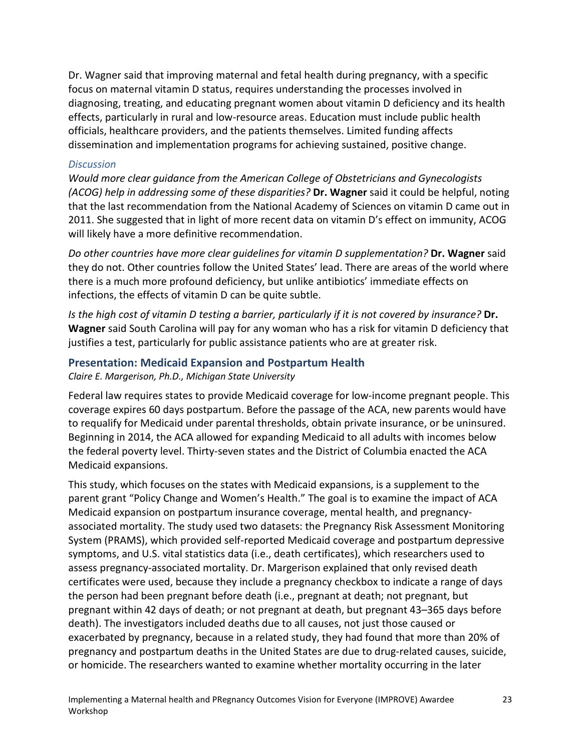Dr. Wagner said that improving maternal and fetal health during pregnancy, with a specific focus on maternal vitamin D status, requires understanding the processes involved in diagnosing, treating, and educating pregnant women about vitamin D deficiency and its health effects, particularly in rural and low-resource areas. Education must include public health officials, healthcare providers, and the patients themselves. Limited funding affects dissemination and implementation programs for achieving sustained, positive change.

### *Discussion*

*Would more clear guidance from the American College of Obstetricians and Gynecologists (ACOG) help in addressing some of these disparities?* **Dr. Wagner** said it could be helpful, noting that the last recommendation from the National Academy of Sciences on vitamin D came out in 2011. She suggested that in light of more recent data on vitamin D's effect on immunity, ACOG will likely have a more definitive recommendation.

*Do other countries have more clear guidelines for vitamin D supplementation?* **Dr. Wagner** said they do not. Other countries follow the United States' lead. There are areas of the world where there is a much more profound deficiency, but unlike antibiotics' immediate effects on infections, the effects of vitamin D can be quite subtle.

*Is the high cost of vitamin D testing a barrier, particularly if it is not covered by insurance?* **Dr. Wagner** said South Carolina will pay for any woman who has a risk for vitamin D deficiency that justifies a test, particularly for public assistance patients who are at greater risk.

## Presentation: Medicaid Expansion and Postpartum Health

*Claire E. Margerison, Ph.D., Michigan State University*

Federal law requires states to provide Medicaid coverage for low-income pregnant people. This coverage expires 60 days postpartum. Before the passage of the ACA, new parents would have to requalify for Medicaid under parental thresholds, obtain private insurance, or be uninsured. Beginning in 2014, the ACA allowed for expanding Medicaid to all adults with incomes below the federal poverty level. Thirty-seven states and the District of Columbia enacted the ACA Medicaid expansions.

This study, which focuses on the states with Medicaid expansions, is a supplement to the parent grant "Policy Change and Women's Health." The goal is to examine the impact of ACA Medicaid expansion on postpartum insurance coverage, mental health, and pregnancy-associated mortality. The study used two datasets: the Pregnancy Risk Assessment Monitoring System (PRAMS), which provided self-reported Medicaid coverage and postpartum depressive symptoms, and U.S. vital statistics data (i.e., death certificates), which researchers used to assess pregnancy-associated mortality. Dr. Margerison explained that only revised death certificates were used, because they include a pregnancy checkbox to indicate a range of days the person had been pregnant before death (i.e., pregnant at death; not pregnant, but pregnant within 42 days of death; or not pregnant at death, but pregnant 43–365 days before death). The investigators included deaths due to all causes, not just those caused or exacerbated by pregnancy, because in a related study, they had found that more than 20% of pregnancy and postpartum deaths in the United States are due to drug-related causes, suicide, or homicide. The researchers wanted to examine whether mortality occurring in the later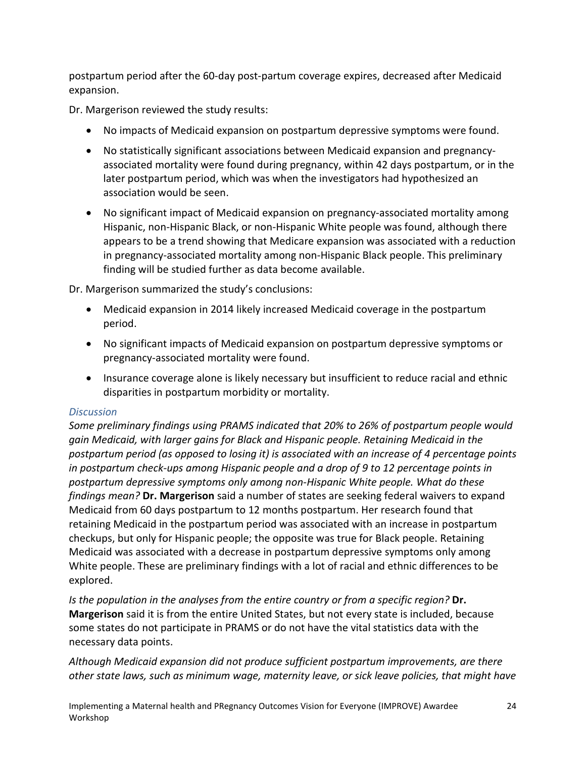postpartum period after the 60-day post-partum coverage expires, decreased after Medicaid expansion.

Dr. Margerison reviewed the study results:

- No impacts of Medicaid expansion on postpartum depressive symptoms were found.
- No statistically significant associations between Medicaid expansion and pregnancy-associated mortality were found during pregnancy, within 42 days postpartum, or in the later postpartum period, which was when the investigators had hypothesized an association would be seen.
- No significant impact of Medicaid expansion on pregnancy-associated mortality among Hispanic, non-Hispanic Black, or non-Hispanic White people was found, although there appears to be a trend showing that Medicare expansion was associated with a reduction in pregnancy-associated mortality among non-Hispanic Black people. This preliminary finding will be studied further as data become available.

Dr. Margerison summarized the study's conclusions:

- Medicaid expansion in 2014 likely increased Medicaid coverage in the postpartum period.
- No significant impacts of Medicaid expansion on postpartum depressive symptoms or pregnancy-associated mortality were found.
- Insurance coverage alone is likely necessary but insufficient to reduce racial and ethnic disparities in postpartum morbidity or mortality.

#### *Discussion*

*Some preliminary findings using PRAMS indicated that 20% to 26% of postpartum people would gain Medicaid, with larger gains for Black and Hispanic people. Retaining Medicaid in the postpartum period (as opposed to losing it) is associated with an increase of 4 percentage points in postpartum check-ups among Hispanic people and a drop of 9 to 12 percentage points in postpartum depressive symptoms only among non-Hispanic White people. What do these findings mean?* **Dr. Margerison** said a number of states are seeking federal waivers to expand Medicaid from 60 days postpartum to 12 months postpartum. Her research found that retaining Medicaid in the postpartum period was associated with an increase in postpartum checkups, but only for Hispanic people; the opposite was true for Black people. Retaining Medicaid was associated with a decrease in postpartum depressive symptoms only among White people. These are preliminary findings with a lot of racial and ethnic differences to be explored.

*Is the population in the analyses from the entire country or from a specific region?* **Dr. Margerison** said it is from the entire United States, but not every state is included, because some states do not participate in PRAMS or do not have the vital statistics data with the necessary data points.

*Although Medicaid expansion did not produce sufficient postpartum improvements, are there other state laws, such as minimum wage, maternity leave, or sick leave policies, that might have*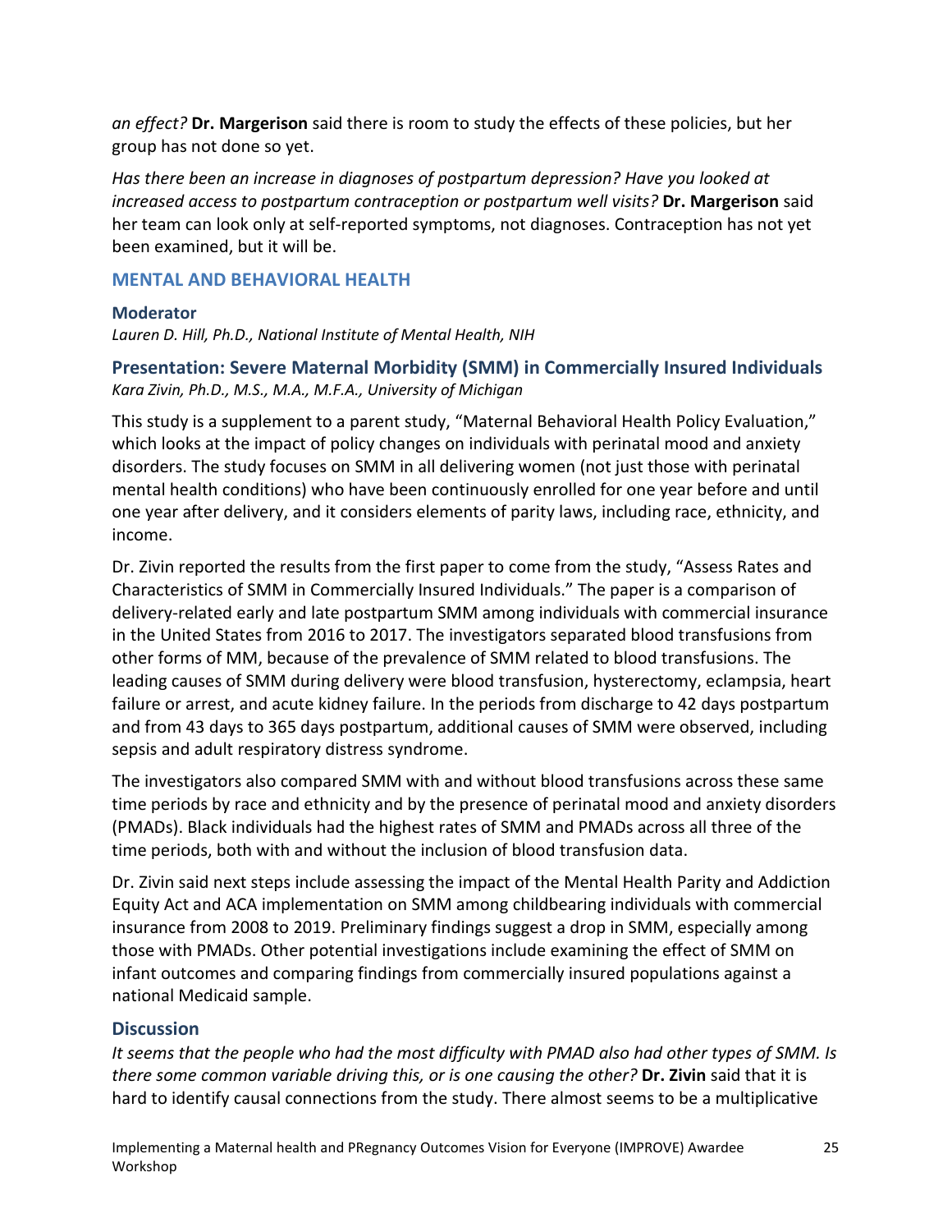*an effect?* **Dr. Margerison** said there is room to study the effects of these policies, but her group has not done so yet.

*Has there been an increase in diagnoses of postpartum depression? Have you looked at increased access to postpartum contraception or postpartum well visits?* **Dr. Margerison** said her team can look only at self-reported symptoms, not diagnoses. Contraception has not yet been examined, but it will be.

## MENTAL AND BEHAVIORAL HEALTH

### Moderator

*Lauren D. Hill, Ph.D., National Institute of Mental Health, NIH*

### Presentation: Severe Maternal Morbidity (SMM) in Commercially Insured Individuals

*Kara Zivin, Ph.D., M.S., M.A., M.F.A., University of Michigan*

This study is a supplement to a parent study, "Maternal Behavioral Health Policy Evaluation," which looks at the impact of policy changes on individuals with perinatal mood and anxiety disorders. The study focuses on SMM in all delivering women (not just those with perinatal mental health conditions) who have been continuously enrolled for one year before and until one year after delivery, and it considers elements of parity laws, including race, ethnicity, and income.

Dr. Zivin reported the results from the first paper to come from the study, "Assess Rates and Characteristics of SMM in Commercially Insured Individuals." The paper is a comparison of delivery-related early and late postpartum SMM among individuals with commercial insurance in the United States from 2016 to 2017. The investigators separated blood transfusions from other forms of MM, because of the prevalence of SMM related to blood transfusions. The leading causes of SMM during delivery were blood transfusion, hysterectomy, eclampsia, heart failure or arrest, and acute kidney failure. In the periods from discharge to 42 days postpartum and from 43 days to 365 days postpartum, additional causes of SMM were observed, including sepsis and adult respiratory distress syndrome.

The investigators also compared SMM with and without blood transfusions across these same time periods by race and ethnicity and by the presence of perinatal mood and anxiety disorders (PMADs). Black individuals had the highest rates of SMM and PMADs across all three of the time periods, both with and without the inclusion of blood transfusion data.

Dr. Zivin said next steps include assessing the impact of the Mental Health Parity and Addiction Equity Act and ACA implementation on SMM among childbearing individuals with commercial insurance from 2008 to 2019. Preliminary findings suggest a drop in SMM, especially among those with PMADs. Other potential investigations include examining the effect of SMM on infant outcomes and comparing findings from commercially insured populations against a national Medicaid sample.

### Discussion

*It seems that the people who had the most difficulty with PMAD also had other types of SMM. Is there some common variable driving this, or is one causing the other?* **Dr. Zivin** said that it is hard to identify causal connections from the study. There almost seems to be a multiplicative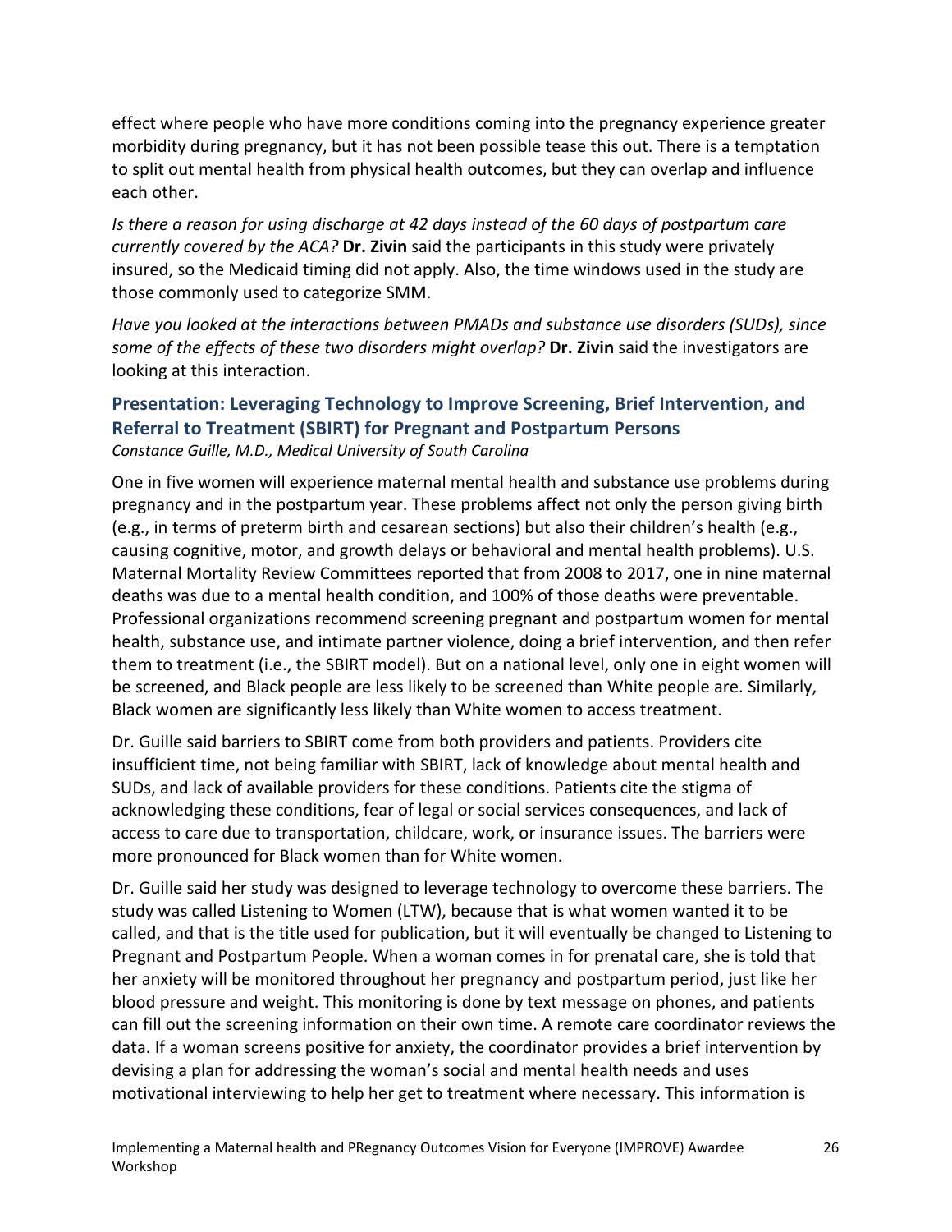effect where people who have more conditions coming into the pregnancy experience greater morbidity during pregnancy, but it has not been possible tease this out. There is a temptation to split out mental health from physical health outcomes, but they can overlap and influence each other.

*Is there a reason for using discharge at 42 days instead of the 60 days of postpartum care currently covered by the ACA?* **Dr. Zivin** said the participants in this study were privately insured, so the Medicaid timing did not apply. Also, the time windows used in the study are those commonly used to categorize SMM.

*Have you looked at the interactions between PMADs and substance use disorders (SUDs), since some of the effects of these two disorders might overlap?* **Dr. Zivin** said the investigators are looking at this interaction.

### Presentation: Leveraging Technology to Improve Screening, Brief Intervention, and Referral to Treatment (SBIRT) for Pregnant and Postpartum Persons

*Constance Guille, M.D., Medical University of South Carolina*

One in five women will experience maternal mental health and substance use problems during pregnancy and in the postpartum year. These problems affect not only the person giving birth (e.g., in terms of preterm birth and cesarean sections) but also their children's health (e.g., causing cognitive, motor, and growth delays or behavioral and mental health problems). U.S. Maternal Mortality Review Committees reported that from 2008 to 2017, one in nine maternal deaths was due to a mental health condition, and 100% of those deaths were preventable. Professional organizations recommend screening pregnant and postpartum women for mental health, substance use, and intimate partner violence, doing a brief intervention, and then refer them to treatment (i.e., the SBIRT model). But on a national level, only one in eight women will be screened, and Black people are less likely to be screened than White people are. Similarly, Black women are significantly less likely than White women to access treatment.

Dr. Guille said barriers to SBIRT come from both providers and patients. Providers cite insufficient time, not being familiar with SBIRT, lack of knowledge about mental health and SUDs, and lack of available providers for these conditions. Patients cite the stigma of acknowledging these conditions, fear of legal or social services consequences, and lack of access to care due to transportation, childcare, work, or insurance issues. The barriers were more pronounced for Black women than for White women.

Dr. Guille said her study was designed to leverage technology to overcome these barriers. The study was called Listening to Women (LTW), because that is what women wanted it to be called, and that is the title used for publication, but it will eventually be changed to Listening to Pregnant and Postpartum People. When a woman comes in for prenatal care, she is told that her anxiety will be monitored throughout her pregnancy and postpartum period, just like her blood pressure and weight. This monitoring is done by text message on phones, and patients can fill out the screening information on their own time. A remote care coordinator reviews the data. If a woman screens positive for anxiety, the coordinator provides a brief intervention by devising a plan for addressing the woman's social and mental health needs and uses motivational interviewing to help her get to treatment where necessary. This information is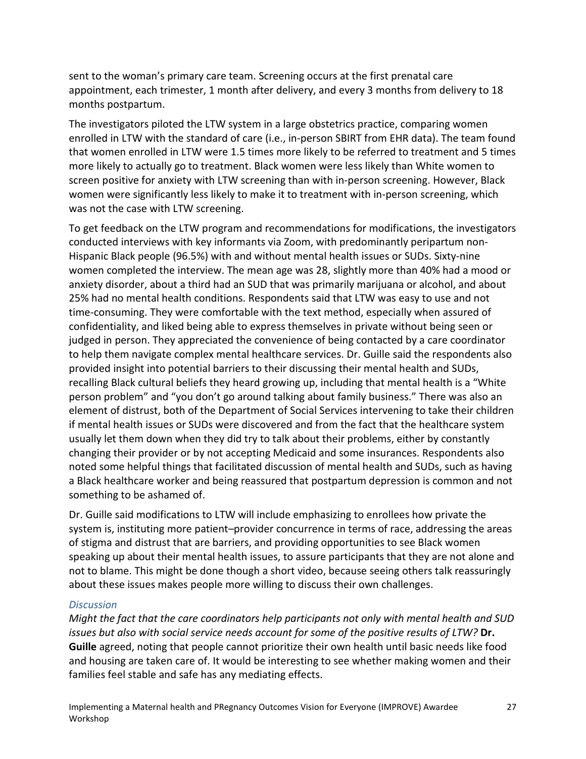sent to the woman's primary care team. Screening occurs at the first prenatal care appointment, each trimester, 1 month after delivery, and every 3 months from delivery to 18 months postpartum.

The investigators piloted the LTW system in a large obstetrics practice, comparing women enrolled in LTW with the standard of care (i.e., in-person SBIRT from EHR data). The team found that women enrolled in LTW were 1.5 times more likely to be referred to treatment and 5 times more likely to actually go to treatment. Black women were less likely than White women to screen positive for anxiety with LTW screening than with in-person screening. However, Black women were significantly less likely to make it to treatment with in-person screening, which was not the case with LTW screening.

To get feedback on the LTW program and recommendations for modifications, the investigators conducted interviews with key informants via Zoom, with predominantly peripartum non-Hispanic Black people (96.5%) with and without mental health issues or SUDs. Sixty-nine women completed the interview. The mean age was 28, slightly more than 40% had a mood or anxiety disorder, about a third had an SUD that was primarily marijuana or alcohol, and about 25% had no mental health conditions. Respondents said that LTW was easy to use and not time-consuming. They were comfortable with the text method, especially when assured of confidentiality, and liked being able to express themselves in private without being seen or judged in person. They appreciated the convenience of being contacted by a care coordinator to help them navigate complex mental healthcare services. Dr. Guille said the respondents also provided insight into potential barriers to their discussing their mental health and SUDs, recalling Black cultural beliefs they heard growing up, including that mental health is a "White person problem" and "you don't go around talking about family business." There was also an element of distrust, both of the Department of Social Services intervening to take their children if mental health issues or SUDs were discovered and from the fact that the healthcare system usually let them down when they did try to talk about their problems, either by constantly changing their provider or by not accepting Medicaid and some insurances. Respondents also noted some helpful things that facilitated discussion of mental health and SUDs, such as having a Black healthcare worker and being reassured that postpartum depression is common and not something to be ashamed of.

Dr. Guille said modifications to LTW will include emphasizing to enrollees how private the system is, instituting more patient–provider concurrence in terms of race, addressing the areas of stigma and distrust that are barriers, and providing opportunities to see Black women speaking up about their mental health issues, to assure participants that they are not alone and not to blame. This might be done though a short video, because seeing others talk reassuringly about these issues makes people more willing to discuss their own challenges.

### *Discussion*

*Might the fact that the care coordinators help participants not only with mental health and SUD issues but also with social service needs account for some of the positive results of LTW?* **Dr. Guille** agreed, noting that people cannot prioritize their own health until basic needs like food and housing are taken care of. It would be interesting to see whether making women and their families feel stable and safe has any mediating effects.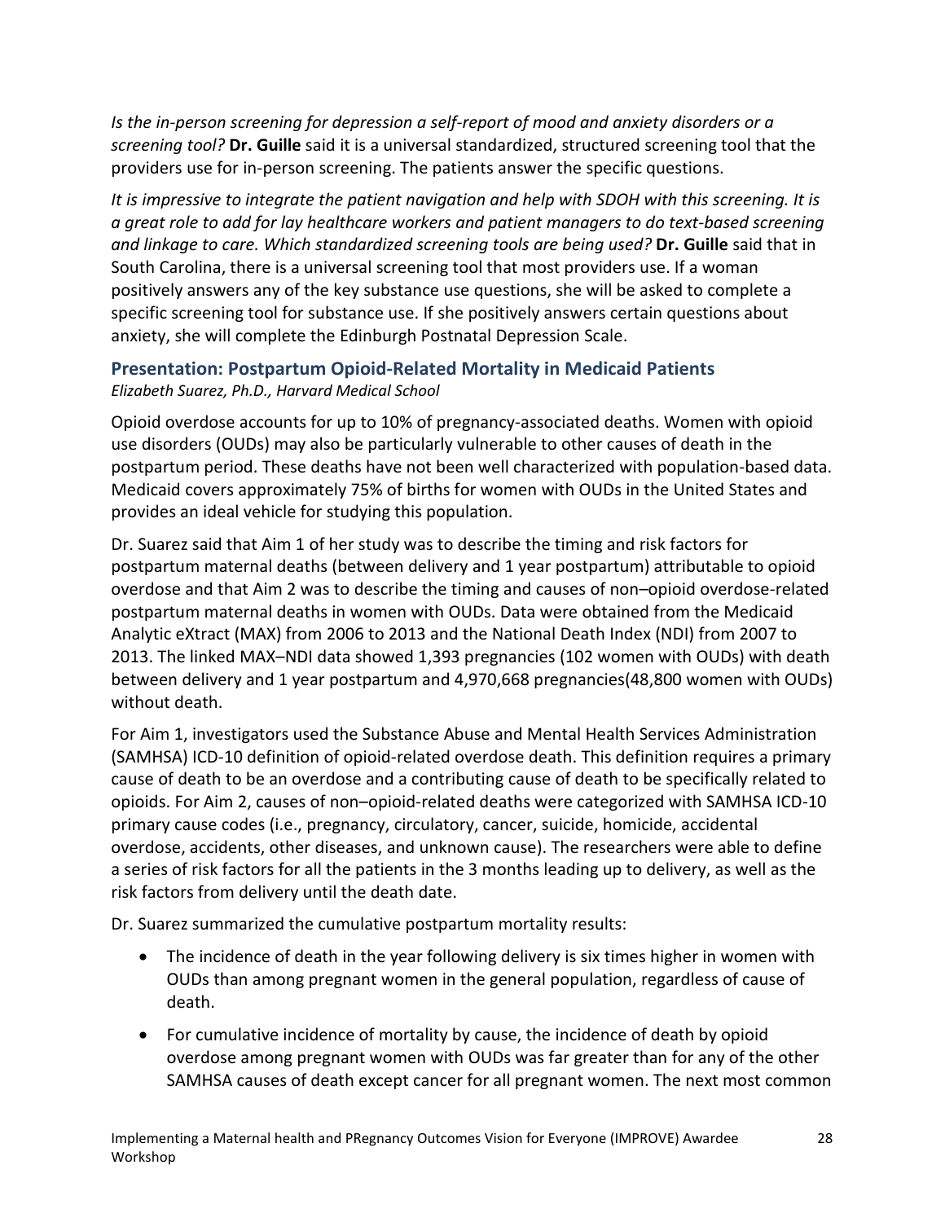*Is the in-person screening for depression a self-report of mood and anxiety disorders or a screening tool?* **Dr. Guille** said it is a universal standardized, structured screening tool that the providers use for in-person screening. The patients answer the specific questions.

*It is impressive to integrate the patient navigation and help with SDOH with this screening. It is a great role to add for lay healthcare workers and patient managers to do text-based screening and linkage to care. Which standardized screening tools are being used?* **Dr. Guille** said that in South Carolina, there is a universal screening tool that most providers use. If a woman positively answers any of the key substance use questions, she will be asked to complete a specific screening tool for substance use. If she positively answers certain questions about anxiety, she will complete the Edinburgh Postnatal Depression Scale.

### Presentation: Postpartum Opioid-Related Mortality in Medicaid Patients

*Elizabeth Suarez, Ph.D., Harvard Medical School*

Opioid overdose accounts for up to 10% of pregnancy-associated deaths. Women with opioid use disorders (OUDs) may also be particularly vulnerable to other causes of death in the postpartum period. These deaths have not been well characterized with population-based data. Medicaid covers approximately 75% of births for women with OUDs in the United States and provides an ideal vehicle for studying this population.

Dr. Suarez said that Aim 1 of her study was to describe the timing and risk factors for postpartum maternal deaths (between delivery and 1 year postpartum) attributable to opioid overdose and that Aim 2 was to describe the timing and causes of non–opioid overdose-related postpartum maternal deaths in women with OUDs. Data were obtained from the Medicaid Analytic eXtract (MAX) from 2006 to 2013 and the National Death Index (NDI) from 2007 to 2013. The linked MAX–NDI data showed 1,393 pregnancies (102 women with OUDs) with death between delivery and 1 year postpartum and 4,970,668 pregnancies(48,800 women with OUDs) without death.

For Aim 1, investigators used the Substance Abuse and Mental Health Services Administration (SAMHSA) ICD-10 definition of opioid-related overdose death. This definition requires a primary cause of death to be an overdose and a contributing cause of death to be specifically related to opioids. For Aim 2, causes of non–opioid-related deaths were categorized with SAMHSA ICD-10 primary cause codes (i.e., pregnancy, circulatory, cancer, suicide, homicide, accidental overdose, accidents, other diseases, and unknown cause). The researchers were able to define a series of risk factors for all the patients in the 3 months leading up to delivery, as well as the risk factors from delivery until the death date.

Dr. Suarez summarized the cumulative postpartum mortality results:

- The incidence of death in the year following delivery is six times higher in women with OUDs than among pregnant women in the general population, regardless of cause of death.
- For cumulative incidence of mortality by cause, the incidence of death by opioid overdose among pregnant women with OUDs was far greater than for any of the other SAMHSA causes of death except cancer for all pregnant women. The next most common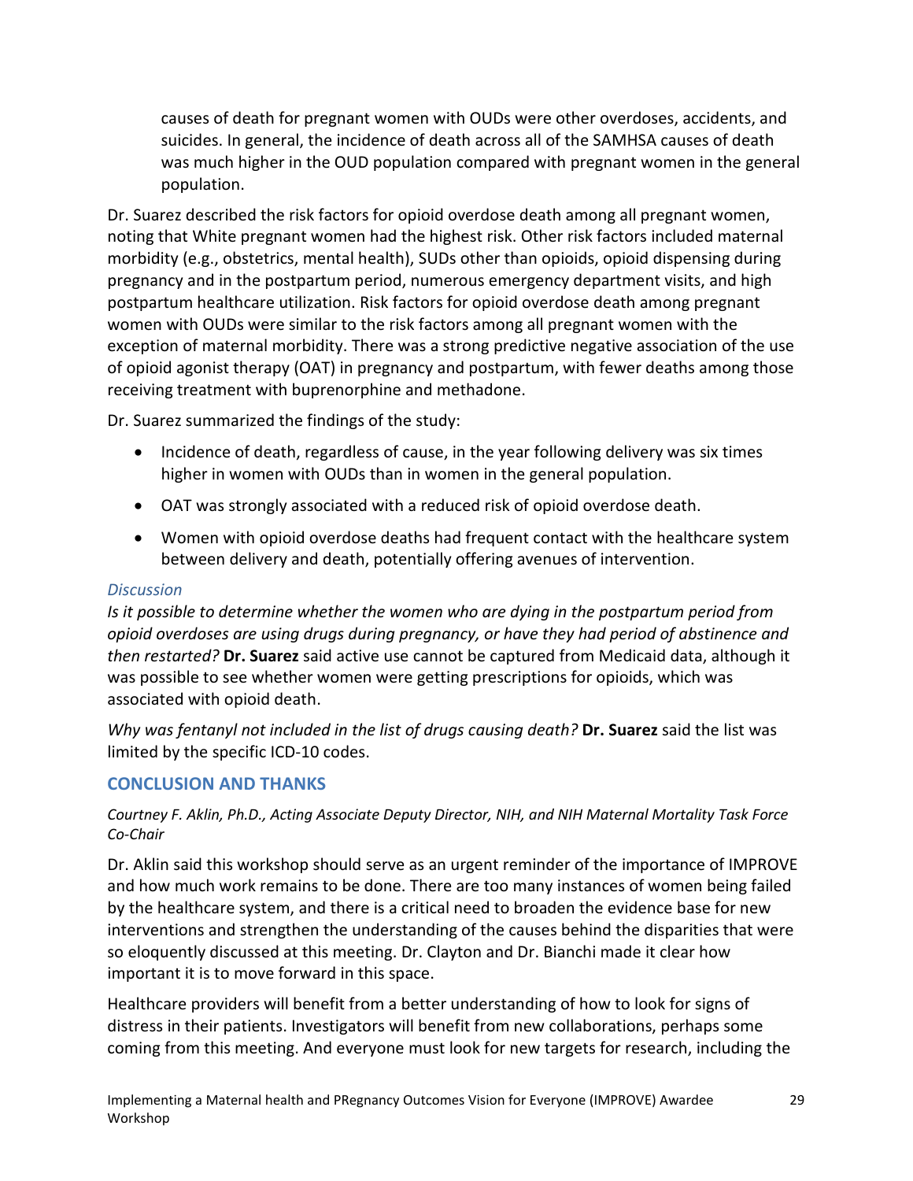causes of death for pregnant women with OUDs were other overdoses, accidents, and suicides. In general, the incidence of death across all of the SAMHSA causes of death was much higher in the OUD population compared with pregnant women in the general population.

Dr. Suarez described the risk factors for opioid overdose death among all pregnant women, noting that White pregnant women had the highest risk. Other risk factors included maternal morbidity (e.g., obstetrics, mental health), SUDs other than opioids, opioid dispensing during pregnancy and in the postpartum period, numerous emergency department visits, and high postpartum healthcare utilization. Risk factors for opioid overdose death among pregnant women with OUDs were similar to the risk factors among all pregnant women with the exception of maternal morbidity. There was a strong predictive negative association of the use of opioid agonist therapy (OAT) in pregnancy and postpartum, with fewer deaths among those receiving treatment with buprenorphine and methadone.

Dr. Suarez summarized the findings of the study:

- Incidence of death, regardless of cause, in the year following delivery was six times higher in women with OUDs than in women in the general population.
- OAT was strongly associated with a reduced risk of opioid overdose death.
- Women with opioid overdose deaths had frequent contact with the healthcare system between delivery and death, potentially offering avenues of intervention.

### *Discussion*

*Is it possible to determine whether the women who are dying in the postpartum period from opioid overdoses are using drugs during pregnancy, or have they had period of abstinence and then restarted?* **Dr. Suarez** said active use cannot be captured from Medicaid data, although it was possible to see whether women were getting prescriptions for opioids, which was associated with opioid death.

*Why was fentanyl not included in the list of drugs causing death?* **Dr. Suarez** said the list was limited by the specific ICD-10 codes.

## CONCLUSION AND THANKS

*Courtney F. Aklin, Ph.D., Acting Associate Deputy Director, NIH, and NIH Maternal Mortality Task Force Co-Chair*

Dr. Aklin said this workshop should serve as an urgent reminder of the importance of IMPROVE and how much work remains to be done. There are too many instances of women being failed by the healthcare system, and there is a critical need to broaden the evidence base for new interventions and strengthen the understanding of the causes behind the disparities that were so eloquently discussed at this meeting. Dr. Clayton and Dr. Bianchi made it clear how important it is to move forward in this space.

Healthcare providers will benefit from a better understanding of how to look for signs of distress in their patients. Investigators will benefit from new collaborations, perhaps some coming from this meeting. And everyone must look for new targets for research, including the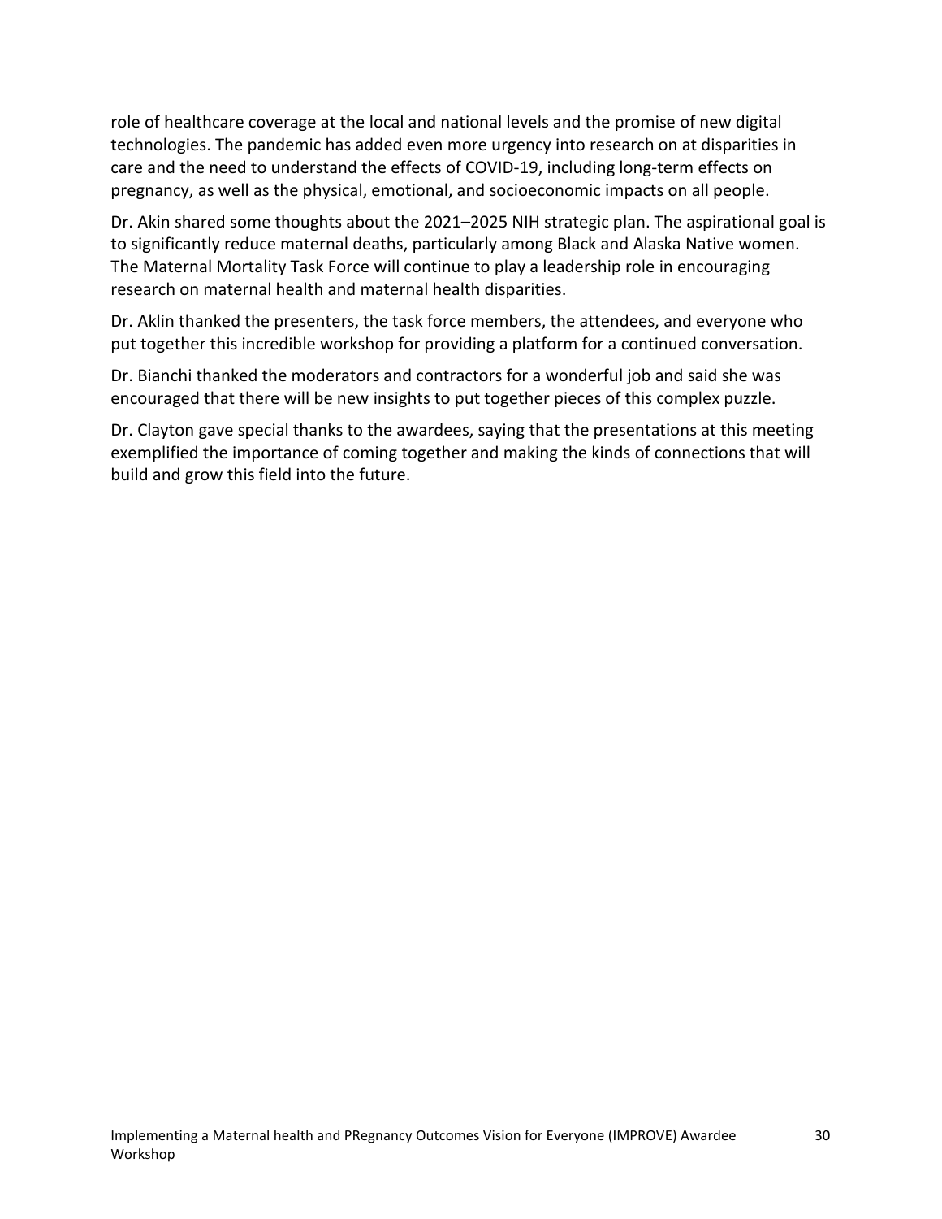role of healthcare coverage at the local and national levels and the promise of new digital technologies. The pandemic has added even more urgency into research on at disparities in care and the need to understand the effects of COVID-19, including long-term effects on pregnancy, as well as the physical, emotional, and socioeconomic impacts on all people.

Dr. Akin shared some thoughts about the 2021–2025 NIH strategic plan. The aspirational goal is to significantly reduce maternal deaths, particularly among Black and Alaska Native women. The Maternal Mortality Task Force will continue to play a leadership role in encouraging research on maternal health and maternal health disparities.

Dr. Aklin thanked the presenters, the task force members, the attendees, and everyone who put together this incredible workshop for providing a platform for a continued conversation.

Dr. Bianchi thanked the moderators and contractors for a wonderful job and said she was encouraged that there will be new insights to put together pieces of this complex puzzle.

Dr. Clayton gave special thanks to the awardees, saying that the presentations at this meeting exemplified the importance of coming together and making the kinds of connections that will build and grow this field into the future.